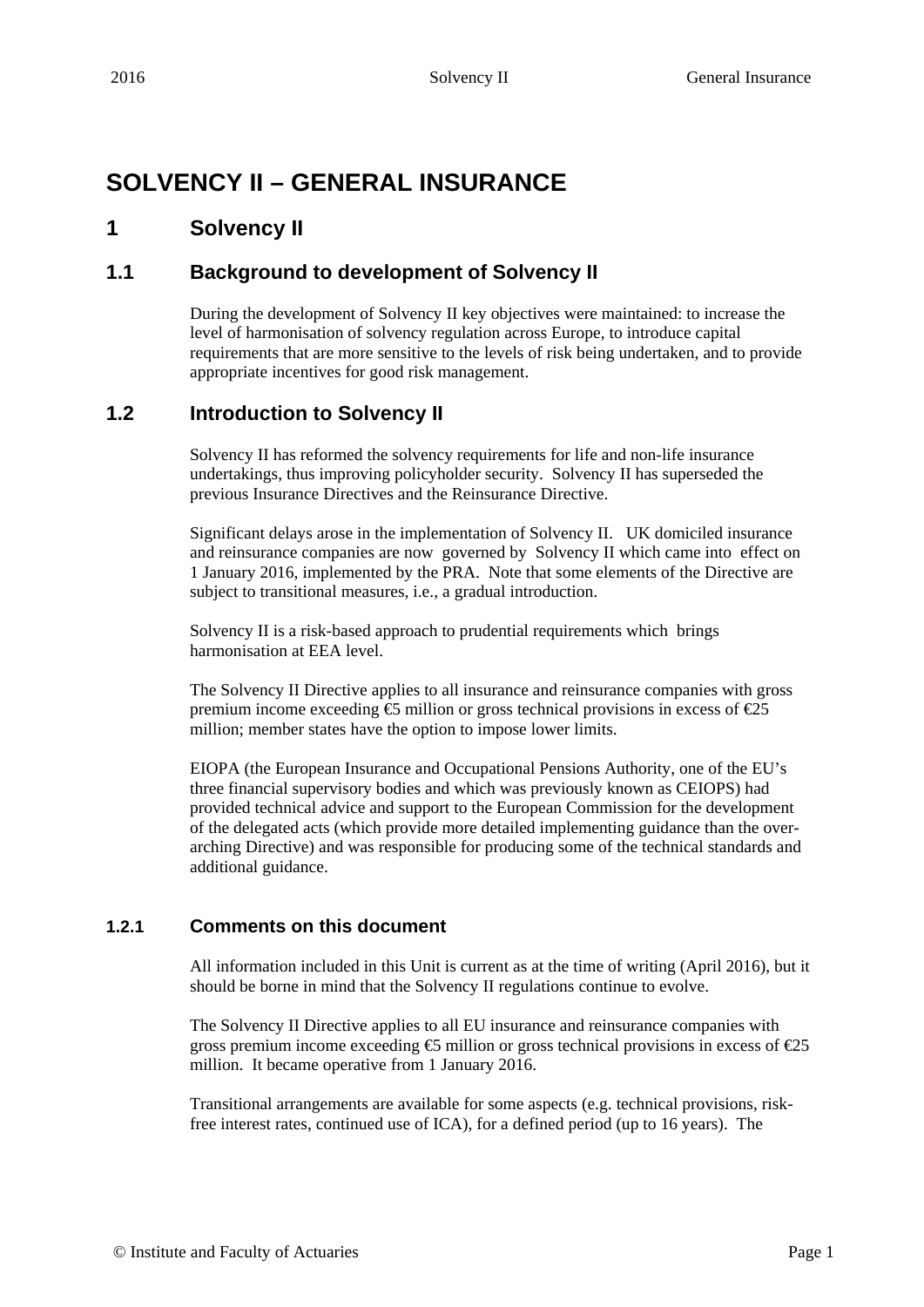# SOLVENCY II – GENERAL INSURANCE

## 1 Solvency II

### 1.1 Background to development of Solvency II

During the development of Solvency II key objectives were maintained: to increase the level of harmonisation of solvency regulation across Europe, to introduce capital requirements that are more sensitive to the levels of risk being undertaken, and to provide appropriate incentives for good risk management.

### 1.2 Introduction to Solvency II

Solvency II has reformed the solvency requirements for life and non-life insurance undertakings, thus improving policyholder security. Solvency II has superseded the previous Insurance Directives and the Reinsurance Directive.

Significant delays arose in the implementation of Solvency II. UK domiciled insurance and reinsurance companies are now governed by Solvency II which came into effect on 1 January 2016, implemented by the PRA. Note that some elements of the Directive are subject to transitional measures, i.e., a gradual introduction.

Solvency II is a risk-based approach to prudential requirements which brings harmonisation at EEA level.

The Solvency II Directive applies to all insurance and reinsurance companies with gross premium income exceeding €5 million or gross technical provisions in excess of €25 million; member states have the option to impose lower limits.

EIOPA (the European Insurance and Occupational Pensions Authority, one of the EU's three financial supervisory bodies and which was previously known as CEIOPS) had provided technical advice and support to the European Commission for the development of the delegated acts (which provide more detailed implementing guidance than the over-arching Directive) and was responsible for producing some of the technical standards and additional guidance.

#### 1.2.1 Comments on this document

All information included in this Unit is current as at the time of writing (April 2016), but it should be borne in mind that the Solvency II regulations continue to evolve.

The Solvency II Directive applies to all EU insurance and reinsurance companies with gross premium income exceeding €5 million or gross technical provisions in excess of €25 million. It became operative from 1 January 2016.

Transitional arrangements are available for some aspects (e.g. technical provisions, risk-free interest rates, continued use of ICA), for a defined period (up to 16 years). The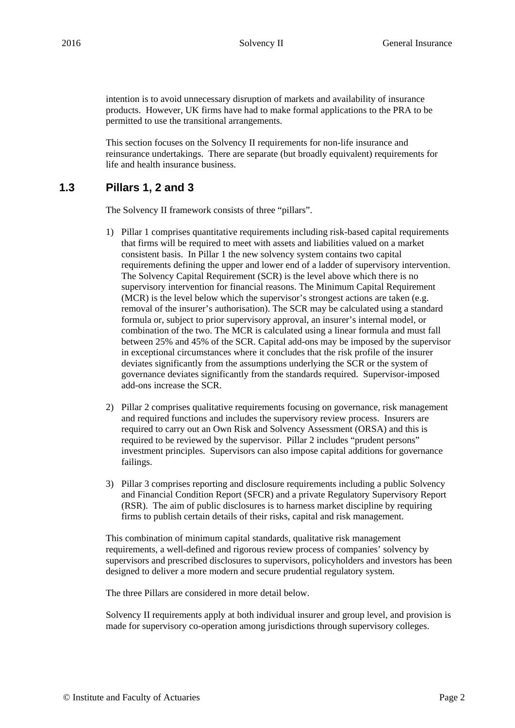intention is to avoid unnecessary disruption of markets and availability of insurance products. However, UK firms have had to make formal applications to the PRA to be permitted to use the transitional arrangements.

This section focuses on the Solvency II requirements for non-life insurance and reinsurance undertakings. There are separate (but broadly equivalent) requirements for life and health insurance business.

## 1.3 Pillars 1, 2 and 3

The Solvency II framework consists of three "pillars".

1) Pillar 1 comprises quantitative requirements including risk-based capital requirements that firms will be required to meet with assets and liabilities valued on a market consistent basis. In Pillar 1 the new solvency system contains two capital requirements defining the upper and lower end of a ladder of supervisory intervention. The Solvency Capital Requirement (SCR) is the level above which there is no supervisory intervention for financial reasons. The Minimum Capital Requirement (MCR) is the level below which the supervisor's strongest actions are taken (e.g. removal of the insurer's authorisation). The SCR may be calculated using a standard formula or, subject to prior supervisory approval, an insurer's internal model, or combination of the two. The MCR is calculated using a linear formula and must fall between 25% and 45% of the SCR. Capital add-ons may be imposed by the supervisor in exceptional circumstances where it concludes that the risk profile of the insurer deviates significantly from the assumptions underlying the SCR or the system of governance deviates significantly from the standards required. Supervisor-imposed add-ons increase the SCR.

2) Pillar 2 comprises qualitative requirements focusing on governance, risk management and required functions and includes the supervisory review process. Insurers are required to carry out an Own Risk and Solvency Assessment (ORSA) and this is required to be reviewed by the supervisor. Pillar 2 includes "prudent persons" investment principles. Supervisors can also impose capital additions for governance failings.

3) Pillar 3 comprises reporting and disclosure requirements including a public Solvency and Financial Condition Report (SFCR) and a private Regulatory Supervisory Report (RSR). The aim of public disclosures is to harness market discipline by requiring firms to publish certain details of their risks, capital and risk management.

This combination of minimum capital standards, qualitative risk management requirements, a well-defined and rigorous review process of companies' solvency by supervisors and prescribed disclosures to supervisors, policyholders and investors has been designed to deliver a more modern and secure prudential regulatory system.

The three Pillars are considered in more detail below.

Solvency II requirements apply at both individual insurer and group level, and provision is made for supervisory co-operation among jurisdictions through supervisory colleges.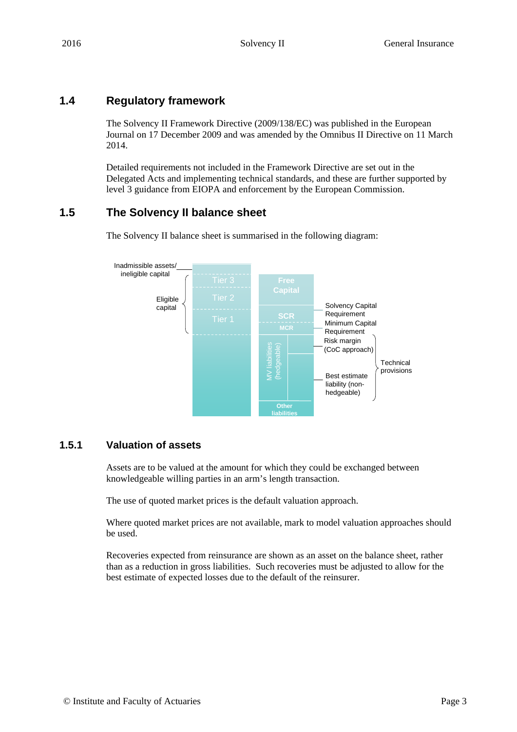## 1.4 Regulatory framework

The Solvency II Framework Directive (2009/138/EC) was published in the European Journal on 17 December 2009 and was amended by the Omnibus II Directive on 11 March 2014.

Detailed requirements not included in the Framework Directive are set out in the Delegated Acts and implementing technical standards, and these are further supported by level 3 guidance from EIOPA and enforcement by the European Commission.

## 1.5 The Solvency II balance sheet

The Solvency II balance sheet is summarised in the following diagram:

Inadmissible assets/ ineligible capital

Eligible capital

Tier 3

Tier 2

Tier 1

Free Capital

SCR

MCR

MV liabilities (hedgeable)

Other liabilities

Solvency Capital Requirement

Minimum Capital Requirement

Risk margin (CoC approach)

Best estimate liability (non-hedgeable)

Technical provisions

### 1.5.1 Valuation of assets

Assets are to be valued at the amount for which they could be exchanged between knowledgeable willing parties in an arm's length transaction.

The use of quoted market prices is the default valuation approach.

Where quoted market prices are not available, mark to model valuation approaches should be used.

Recoveries expected from reinsurance are shown as an asset on the balance sheet, rather than as a reduction in gross liabilities. Such recoveries must be adjusted to allow for the best estimate of expected losses due to the default of the reinsurer.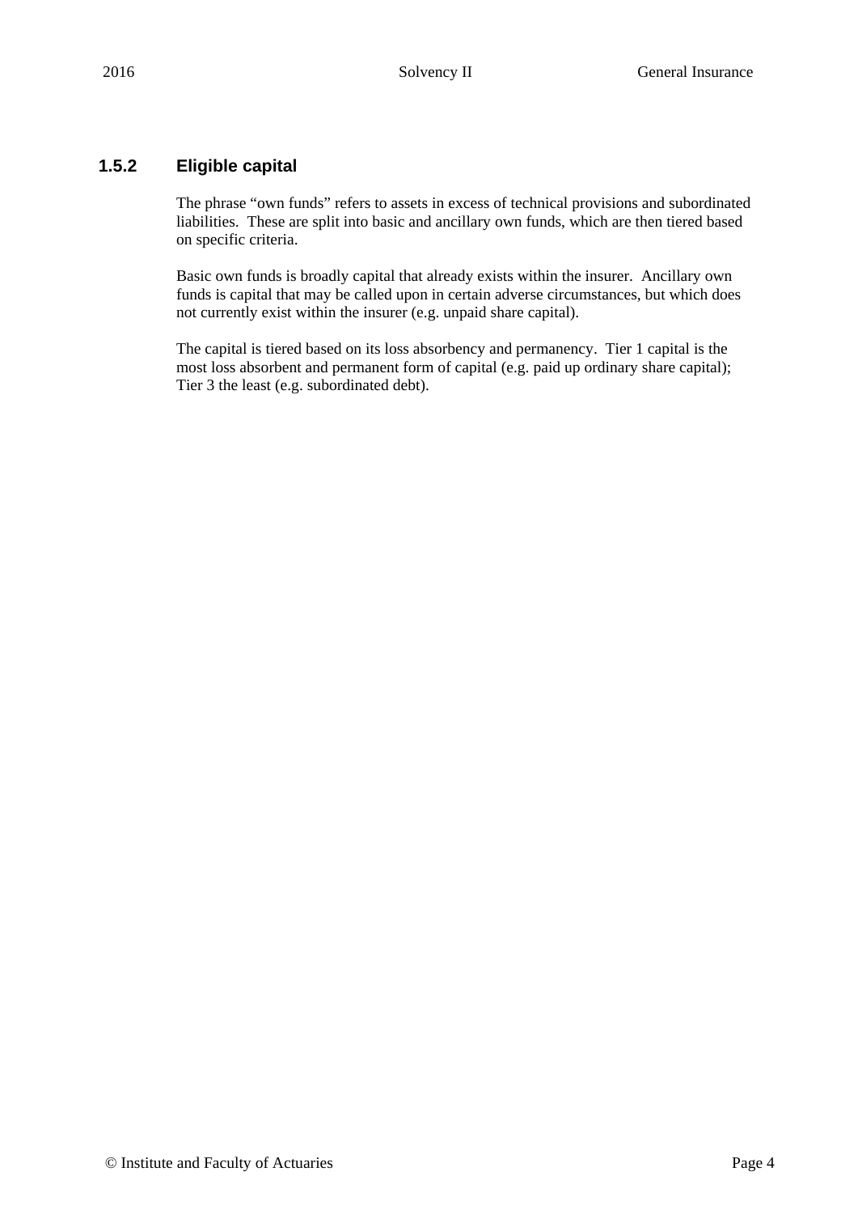### 1.5.2 Eligible capital

The phrase "own funds" refers to assets in excess of technical provisions and subordinated liabilities. These are split into basic and ancillary own funds, which are then tiered based on specific criteria.

Basic own funds is broadly capital that already exists within the insurer. Ancillary own funds is capital that may be called upon in certain adverse circumstances, but which does not currently exist within the insurer (e.g. unpaid share capital).

The capital is tiered based on its loss absorbency and permanency. Tier 1 capital is the most loss absorbent and permanent form of capital (e.g. paid up ordinary share capital); Tier 3 the least (e.g. subordinated debt).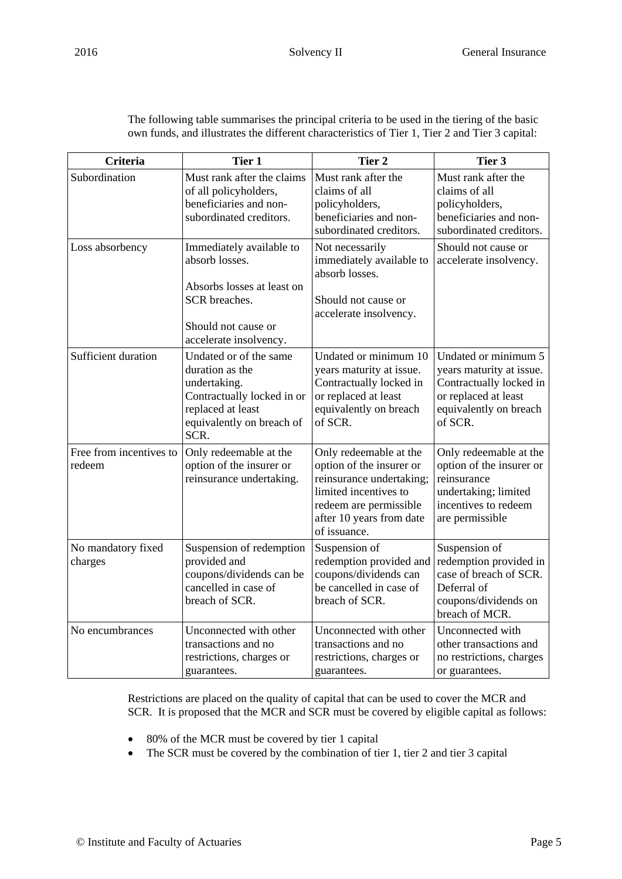The following table summarises the principal criteria to be used in the tiering of the basic own funds, and illustrates the different characteristics of Tier 1, Tier 2 and Tier 3 capital:

| Criteria | Tier 1 | Tier 2 | Tier 3 |
|---|---|---|---|
| Subordination | Must rank after the claims of all policyholders, beneficiaries and non-subordinated creditors. | Must rank after the claims of all policyholders, beneficiaries and non-subordinated creditors. | Must rank after the claims of all policyholders, beneficiaries and non-subordinated creditors. |
| Loss absorbency | Immediately available to absorb losses.<br><br>Absorbs losses at least on SCR breaches.<br><br>Should not cause or accelerate insolvency. | Not necessarily immediately available to absorb losses.<br><br>Should not cause or accelerate insolvency. | Should not cause or accelerate insolvency. |
| Sufficient duration | Undated or of the same duration as the undertaking. Contractually locked in or replaced at least equivalently on breach of SCR. | Undated or minimum 10 years maturity at issue. Contractually locked in or replaced at least equivalently on breach of SCR. | Undated or minimum 5 years maturity at issue. Contractually locked in or replaced at least equivalently on breach of SCR. |
| Free from incentives to redeem | Only redeemable at the option of the insurer or reinsurance undertaking. | Only redeemable at the option of the insurer or reinsurance undertaking; limited incentives to redeem are permissible after 10 years from date of issuance. | Only redeemable at the option of the insurer or reinsurance undertaking; limited incentives to redeem are permissible |
| No mandatory fixed charges | Suspension of redemption provided and coupons/dividends can be cancelled in case of breach of SCR. | Suspension of redemption provided and coupons/dividends can be cancelled in case of breach of SCR. | Suspension of redemption provided in case of breach of SCR. Deferral of coupons/dividends on breach of MCR. |
| No encumbrances | Unconnected with other transactions and no restrictions, charges or guarantees. | Unconnected with other transactions and no restrictions, charges or guarantees. | Unconnected with other transactions and no restrictions, charges or guarantees. |

Restrictions are placed on the quality of capital that can be used to cover the MCR and SCR. It is proposed that the MCR and SCR must be covered by eligible capital as follows:

- 80% of the MCR must be covered by tier 1 capital
- The SCR must be covered by the combination of tier 1, tier 2 and tier 3 capital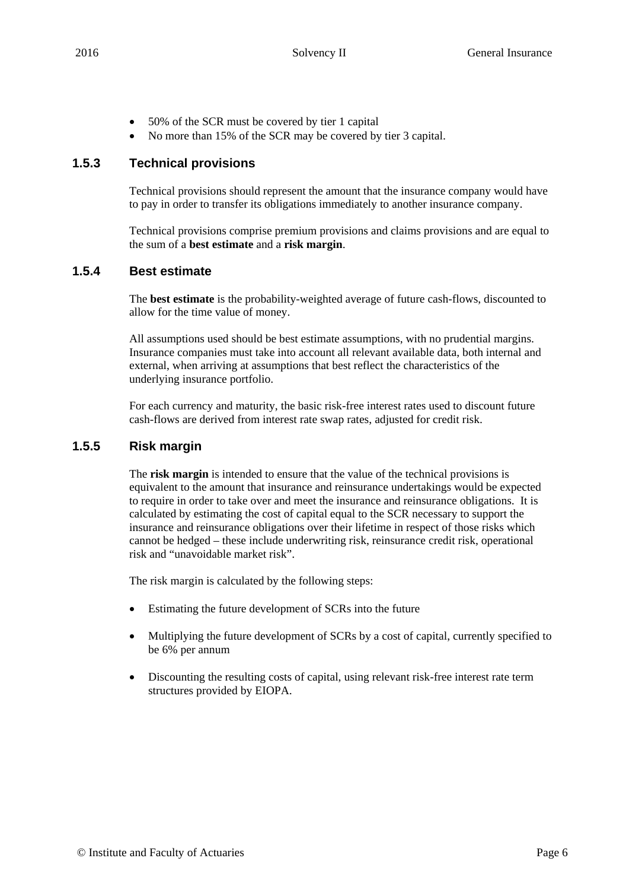- 50% of the SCR must be covered by tier 1 capital
- No more than 15% of the SCR may be covered by tier 3 capital.

### 1.5.3 Technical provisions

Technical provisions should represent the amount that the insurance company would have to pay in order to transfer its obligations immediately to another insurance company.

Technical provisions comprise premium provisions and claims provisions and are equal to the sum of a **best estimate** and a **risk margin**.

### 1.5.4 Best estimate

The **best estimate** is the probability-weighted average of future cash-flows, discounted to allow for the time value of money.

All assumptions used should be best estimate assumptions, with no prudential margins. Insurance companies must take into account all relevant available data, both internal and external, when arriving at assumptions that best reflect the characteristics of the underlying insurance portfolio.

For each currency and maturity, the basic risk-free interest rates used to discount future cash-flows are derived from interest rate swap rates, adjusted for credit risk.

### 1.5.5 Risk margin

The **risk margin** is intended to ensure that the value of the technical provisions is equivalent to the amount that insurance and reinsurance undertakings would be expected to require in order to take over and meet the insurance and reinsurance obligations. It is calculated by estimating the cost of capital equal to the SCR necessary to support the insurance and reinsurance obligations over their lifetime in respect of those risks which cannot be hedged – these include underwriting risk, reinsurance credit risk, operational risk and "unavoidable market risk".

The risk margin is calculated by the following steps:

- Estimating the future development of SCRs into the future
- Multiplying the future development of SCRs by a cost of capital, currently specified to be 6% per annum
- Discounting the resulting costs of capital, using relevant risk-free interest rate term structures provided by EIOPA.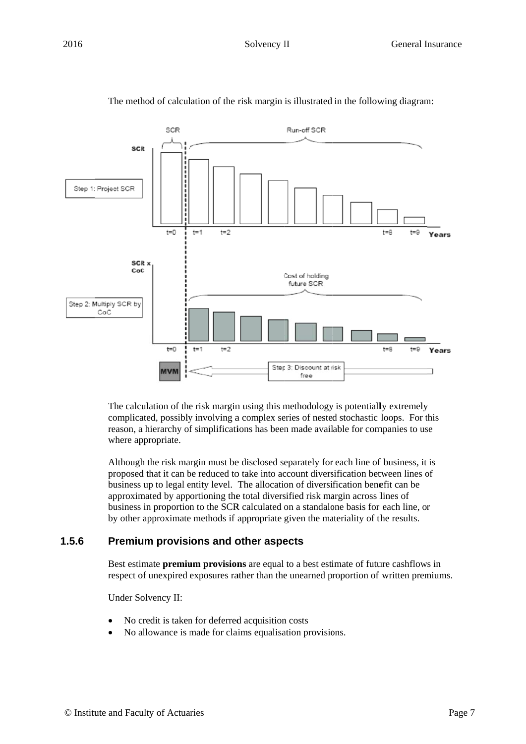The method of calculation of the risk margin is illustrated in the following diagram:

The calculation of the risk margin using this methodology is potentially extremely complicated, possibly involving a complex series of nested stochastic loops. For this reason, a hierarchy of simplifications has been made available for companies to use where appropriate.

Although the risk margin must be disclosed separately for each line of business, it is proposed that it can be reduced to take into account diversification between lines of business up to legal entity level. The allocation of diversification benefit can be approximated by apportioning the total diversified risk margin across lines of business in proportion to the SCR calculated on a standalone basis for each line, or by other approximate methods if appropriate given the materiality of the results.

### 1.5.6 Premium provisions and other aspects

Best estimate **premium provisions** are equal to a best estimate of future cashflows in respect of unexpired exposures rather than the unearned proportion of written premiums.

Under Solvency II:

- No credit is taken for deferred acquisition costs
- No allowance is made for claims equalisation provisions.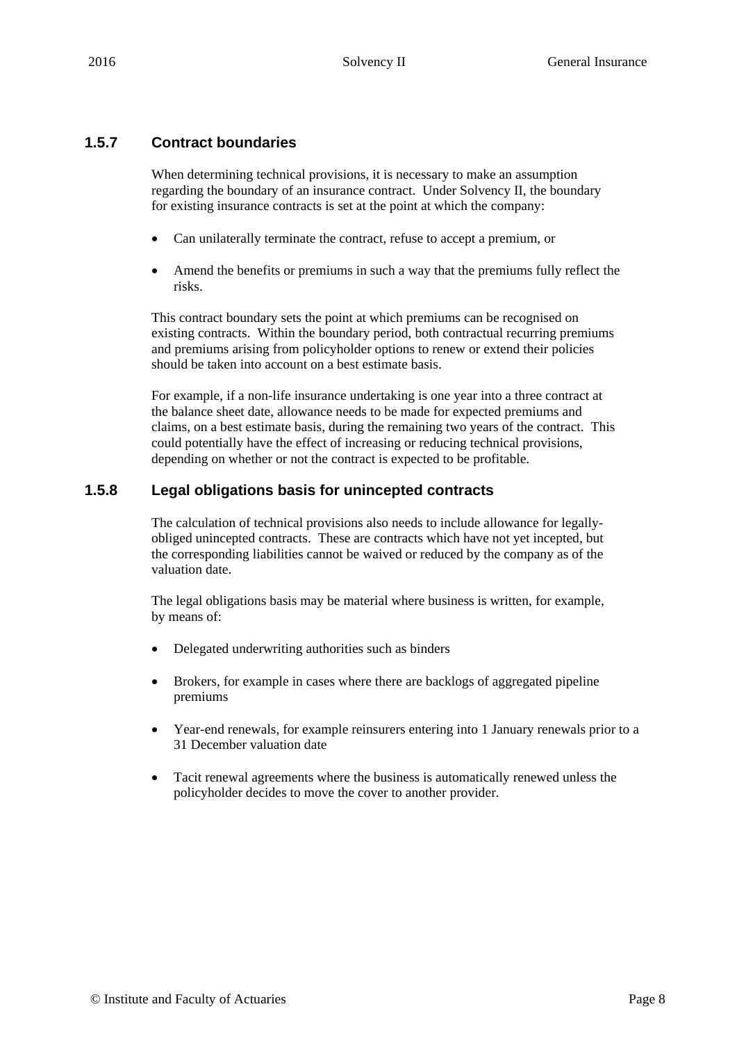### 1.5.7 Contract boundaries

When determining technical provisions, it is necessary to make an assumption regarding the boundary of an insurance contract. Under Solvency II, the boundary for existing insurance contracts is set at the point at which the company:

- Can unilaterally terminate the contract, refuse to accept a premium, or
- Amend the benefits or premiums in such a way that the premiums fully reflect the risks.

This contract boundary sets the point at which premiums can be recognised on existing contracts. Within the boundary period, both contractual recurring premiums and premiums arising from policyholder options to renew or extend their policies should be taken into account on a best estimate basis.

For example, if a non-life insurance undertaking is one year into a three contract at the balance sheet date, allowance needs to be made for expected premiums and claims, on a best estimate basis, during the remaining two years of the contract. This could potentially have the effect of increasing or reducing technical provisions, depending on whether or not the contract is expected to be profitable.

### 1.5.8 Legal obligations basis for unincepted contracts

The calculation of technical provisions also needs to include allowance for legally-obliged unincepted contracts. These are contracts which have not yet incepted, but the corresponding liabilities cannot be waived or reduced by the company as of the valuation date.

The legal obligations basis may be material where business is written, for example, by means of:

- Delegated underwriting authorities such as binders
- Brokers, for example in cases where there are backlogs of aggregated pipeline premiums
- Year-end renewals, for example reinsurers entering into 1 January renewals prior to a 31 December valuation date
- Tacit renewal agreements where the business is automatically renewed unless the policyholder decides to move the cover to another provider.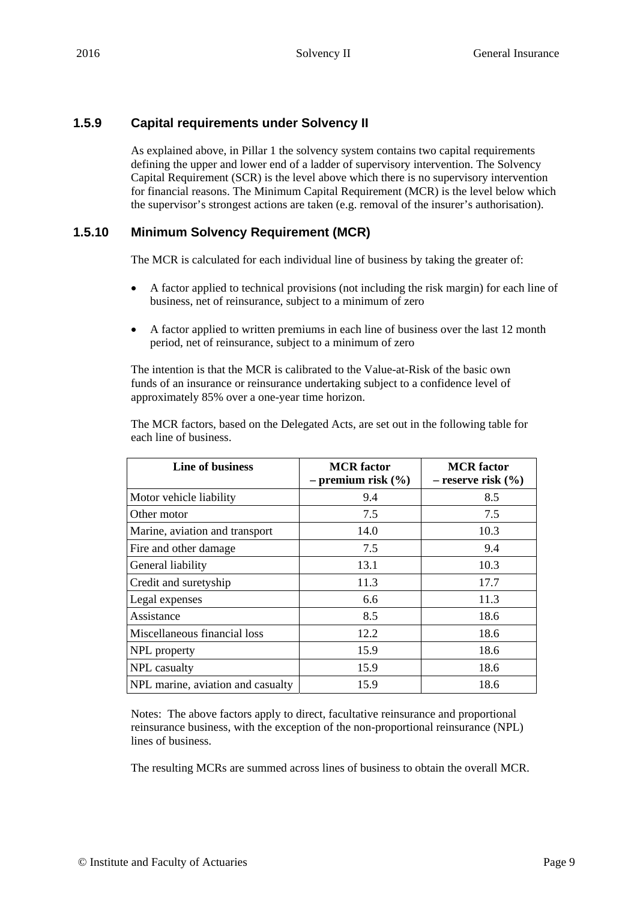### 1.5.9 Capital requirements under Solvency II

As explained above, in Pillar 1 the solvency system contains two capital requirements defining the upper and lower end of a ladder of supervisory intervention. The Solvency Capital Requirement (SCR) is the level above which there is no supervisory intervention for financial reasons. The Minimum Capital Requirement (MCR) is the level below which the supervisor's strongest actions are taken (e.g. removal of the insurer's authorisation).

### 1.5.10 Minimum Solvency Requirement (MCR)

The MCR is calculated for each individual line of business by taking the greater of:

- A factor applied to technical provisions (not including the risk margin) for each line of business, net of reinsurance, subject to a minimum of zero
- A factor applied to written premiums in each line of business over the last 12 month period, net of reinsurance, subject to a minimum of zero

The intention is that the MCR is calibrated to the Value-at-Risk of the basic own funds of an insurance or reinsurance undertaking subject to a confidence level of approximately 85% over a one-year time horizon.

The MCR factors, based on the Delegated Acts, are set out in the following table for each line of business.

| Line of business | MCR factor – premium risk (%) | MCR factor – reserve risk (%) |
|---|---|---|
| Motor vehicle liability | 9.4 | 8.5 |
| Other motor | 7.5 | 7.5 |
| Marine, aviation and transport | 14.0 | 10.3 |
| Fire and other damage | 7.5 | 9.4 |
| General liability | 13.1 | 10.3 |
| Credit and suretyship | 11.3 | 17.7 |
| Legal expenses | 6.6 | 11.3 |
| Assistance | 8.5 | 18.6 |
| Miscellaneous financial loss | 12.2 | 18.6 |
| NPL property | 15.9 | 18.6 |
| NPL casualty | 15.9 | 18.6 |
| NPL marine, aviation and casualty | 15.9 | 18.6 |

Notes: The above factors apply to direct, facultative reinsurance and proportional reinsurance business, with the exception of the non-proportional reinsurance (NPL) lines of business.

The resulting MCRs are summed across lines of business to obtain the overall MCR.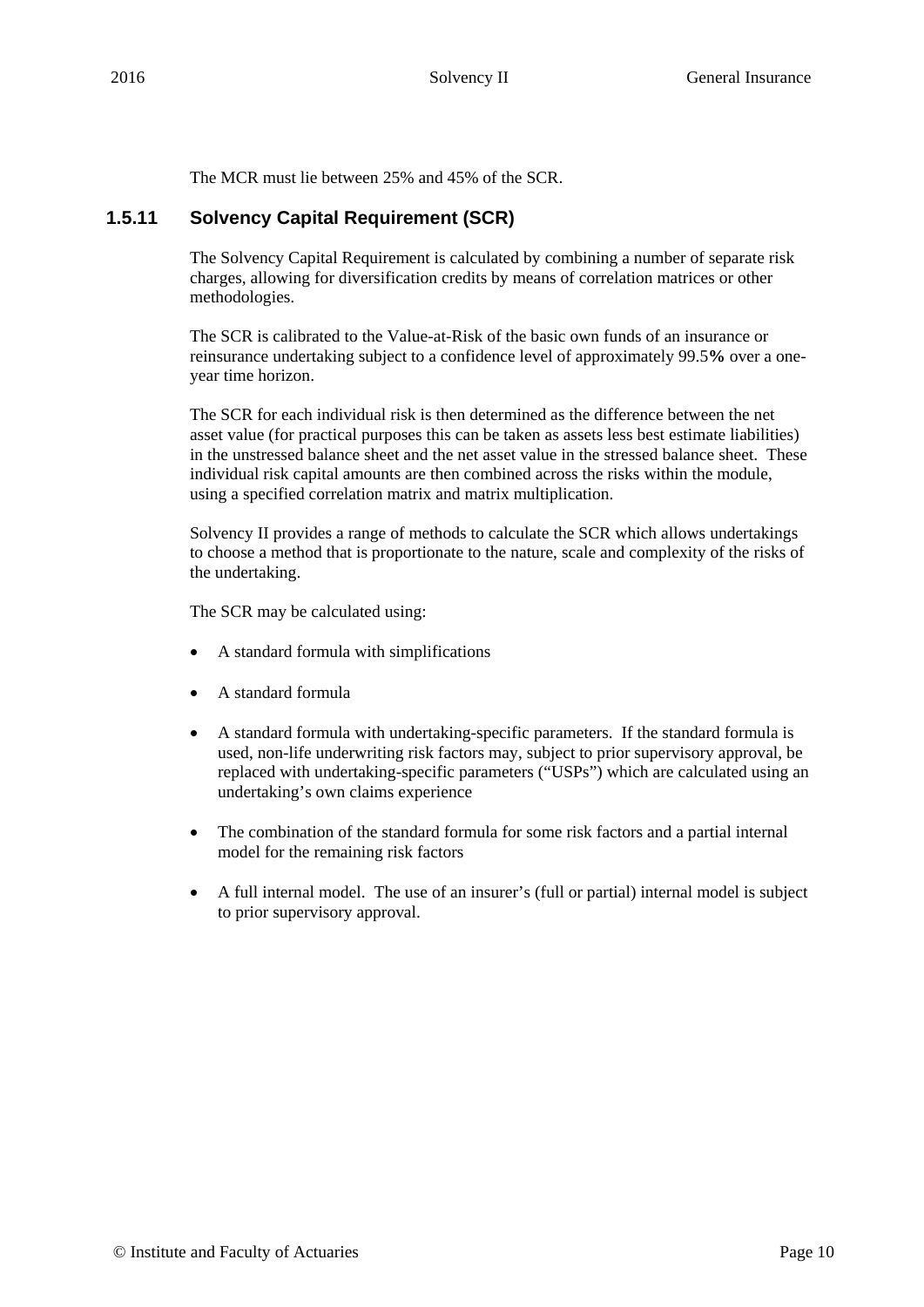The MCR must lie between 25% and 45% of the SCR.

### 1.5.11 Solvency Capital Requirement (SCR)

The Solvency Capital Requirement is calculated by combining a number of separate risk charges, allowing for diversification credits by means of correlation matrices or other methodologies.

The SCR is calibrated to the Value-at-Risk of the basic own funds of an insurance or reinsurance undertaking subject to a confidence level of approximately 99.5**%** over a one-year time horizon.

The SCR for each individual risk is then determined as the difference between the net asset value (for practical purposes this can be taken as assets less best estimate liabilities) in the unstressed balance sheet and the net asset value in the stressed balance sheet. These individual risk capital amounts are then combined across the risks within the module, using a specified correlation matrix and matrix multiplication.

Solvency II provides a range of methods to calculate the SCR which allows undertakings to choose a method that is proportionate to the nature, scale and complexity of the risks of the undertaking.

The SCR may be calculated using:

- A standard formula with simplifications
- A standard formula
- A standard formula with undertaking-specific parameters. If the standard formula is used, non-life underwriting risk factors may, subject to prior supervisory approval, be replaced with undertaking-specific parameters ("USPs") which are calculated using an undertaking's own claims experience
- The combination of the standard formula for some risk factors and a partial internal model for the remaining risk factors
- A full internal model. The use of an insurer's (full or partial) internal model is subject to prior supervisory approval.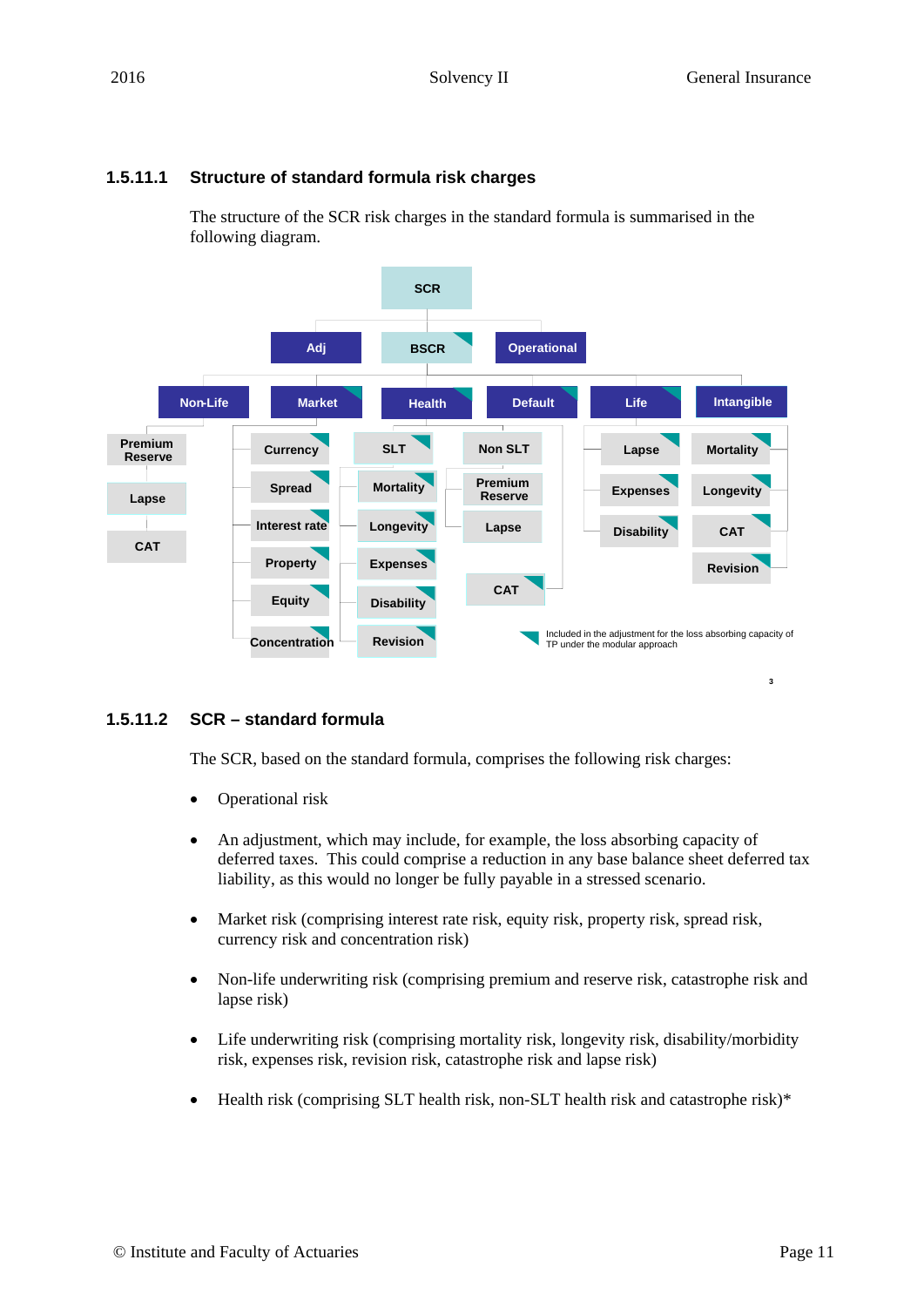### 1.5.11.1 Structure of standard formula risk charges

The structure of the SCR risk charges in the standard formula is summarised in the following diagram.

- SCR
  - Adj
  - BSCR
    - Non-Life
      - Premium Reserve
      - Lapse
      - CAT
    - Market
      - Currency
      - Spread
      - Interest rate
      - Property
      - Equity
      - Concentration
    - Health
      - SLT
        - Mortality
        - Longevity
        - Expenses
        - Disability
        - Revision
      - Non SLT
        - Premium Reserve
        - Lapse
      - CAT
    - Default
    - Life
      - Lapse
      - Expenses
      - Disability
      - Mortality
      - Longevity
      - CAT
      - Revision
    - Intangible
  - Operational

Included in the adjustment for the loss absorbing capacity of TP under the modular approach

### 1.5.11.2 SCR – standard formula

The SCR, based on the standard formula, comprises the following risk charges:

- Operational risk
- An adjustment, which may include, for example, the loss absorbing capacity of deferred taxes. This could comprise a reduction in any base balance sheet deferred tax liability, as this would no longer be fully payable in a stressed scenario.
- Market risk (comprising interest rate risk, equity risk, property risk, spread risk, currency risk and concentration risk)
- Non-life underwriting risk (comprising premium and reserve risk, catastrophe risk and lapse risk)
- Life underwriting risk (comprising mortality risk, longevity risk, disability/morbidity risk, expenses risk, revision risk, catastrophe risk and lapse risk)
- Health risk (comprising SLT health risk, non-SLT health risk and catastrophe risk)*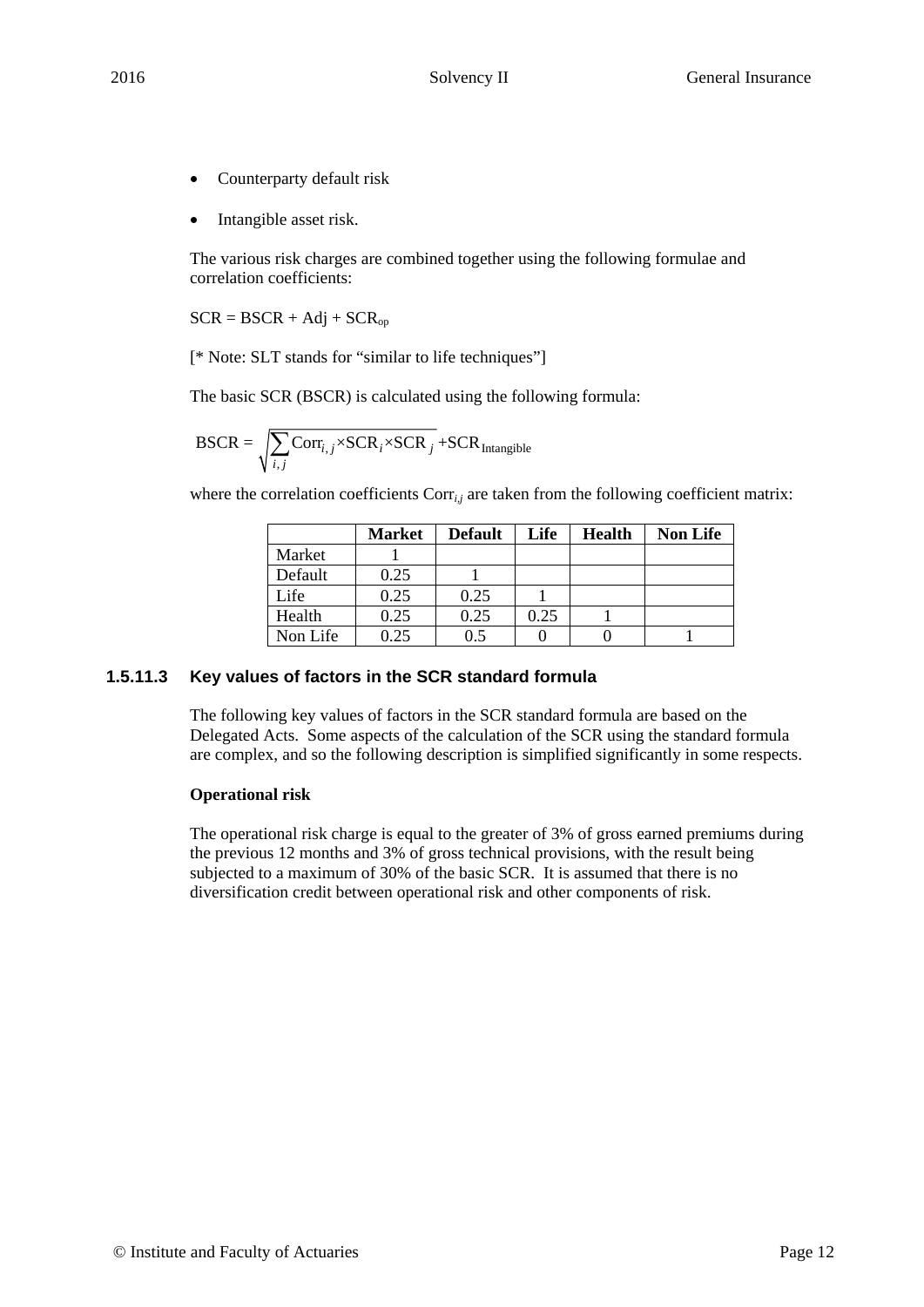- Counterparty default risk
- Intangible asset risk.

The various risk charges are combined together using the following formulae and correlation coefficients:

$SCR = BSCR + Adj + SCR_{op}$

[* Note: SLT stands for "similar to life techniques"]

The basic SCR (BSCR) is calculated using the following formula:

$$\text{BSCR} = \sqrt{\sum_{i,j} \text{Corr}_{i,j} \times \text{SCR}_i \times \text{SCR}_j} + \text{SCR}_{\text{Intangible}}$$

where the correlation coefficients $\text{Corr}_{i,j}$ are taken from the following coefficient matrix:

| | Market | Default | Life | Health | Non Life |
|---|---|---|---|---|---|
| Market | 1 | | | | |
| Default | 0.25 | 1 | | | |
| Life | 0.25 | 0.25 | 1 | | |
| Health | 0.25 | 0.25 | 0.25 | 1 | |
| Non Life | 0.25 | 0.5 | 0 | 0 | 1 |

### 1.5.11.3 Key values of factors in the SCR standard formula

The following key values of factors in the SCR standard formula are based on the Delegated Acts. Some aspects of the calculation of the SCR using the standard formula are complex, and so the following description is simplified significantly in some respects.

**Operational risk**

The operational risk charge is equal to the greater of 3% of gross earned premiums during the previous 12 months and 3% of gross technical provisions, with the result being subjected to a maximum of 30% of the basic SCR. It is assumed that there is no diversification credit between operational risk and other components of risk.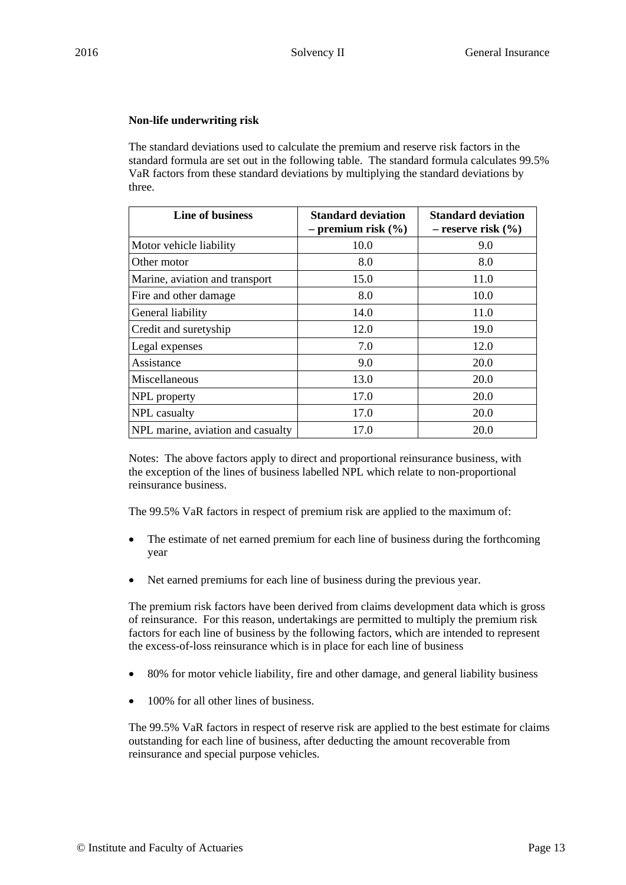**Non-life underwriting risk**

The standard deviations used to calculate the premium and reserve risk factors in the standard formula are set out in the following table. The standard formula calculates 99.5% VaR factors from these standard deviations by multiplying the standard deviations by three.

| Line of business | Standard deviation – premium risk (%) | Standard deviation – reserve risk (%) |
|---|---|---|
| Motor vehicle liability | 10.0 | 9.0 |
| Other motor | 8.0 | 8.0 |
| Marine, aviation and transport | 15.0 | 11.0 |
| Fire and other damage | 8.0 | 10.0 |
| General liability | 14.0 | 11.0 |
| Credit and suretyship | 12.0 | 19.0 |
| Legal expenses | 7.0 | 12.0 |
| Assistance | 9.0 | 20.0 |
| Miscellaneous | 13.0 | 20.0 |
| NPL property | 17.0 | 20.0 |
| NPL casualty | 17.0 | 20.0 |
| NPL marine, aviation and casualty | 17.0 | 20.0 |

Notes: The above factors apply to direct and proportional reinsurance business, with the exception of the lines of business labelled NPL which relate to non-proportional reinsurance business.

The 99.5% VaR factors in respect of premium risk are applied to the maximum of:

- The estimate of net earned premium for each line of business during the forthcoming year
- Net earned premiums for each line of business during the previous year.

The premium risk factors have been derived from claims development data which is gross of reinsurance. For this reason, undertakings are permitted to multiply the premium risk factors for each line of business by the following factors, which are intended to represent the excess-of-loss reinsurance which is in place for each line of business

- 80% for motor vehicle liability, fire and other damage, and general liability business
- 100% for all other lines of business.

The 99.5% VaR factors in respect of reserve risk are applied to the best estimate for claims outstanding for each line of business, after deducting the amount recoverable from reinsurance and special purpose vehicles.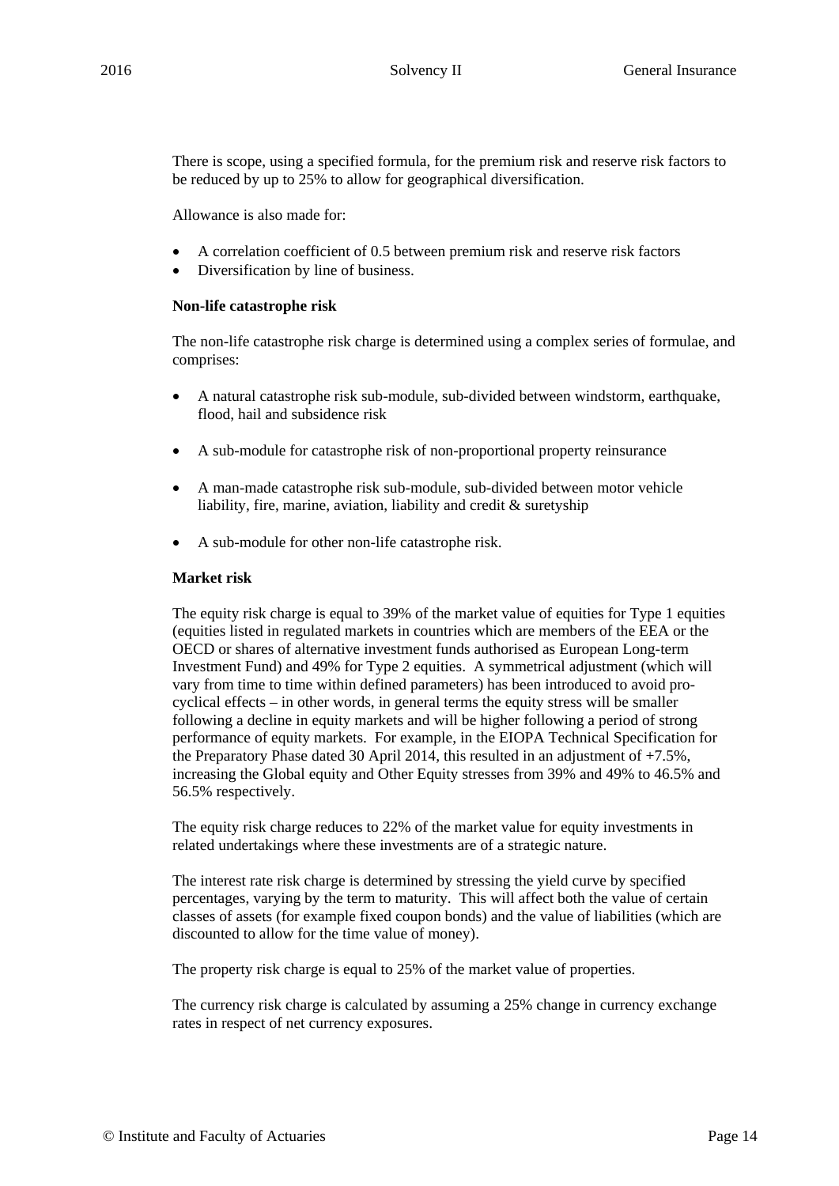There is scope, using a specified formula, for the premium risk and reserve risk factors to be reduced by up to 25% to allow for geographical diversification.

Allowance is also made for:

- A correlation coefficient of 0.5 between premium risk and reserve risk factors
- Diversification by line of business.

**Non-life catastrophe risk**

The non-life catastrophe risk charge is determined using a complex series of formulae, and comprises:

- A natural catastrophe risk sub-module, sub-divided between windstorm, earthquake, flood, hail and subsidence risk
- A sub-module for catastrophe risk of non-proportional property reinsurance
- A man-made catastrophe risk sub-module, sub-divided between motor vehicle liability, fire, marine, aviation, liability and credit & suretyship
- A sub-module for other non-life catastrophe risk.

**Market risk**

The equity risk charge is equal to 39% of the market value of equities for Type 1 equities (equities listed in regulated markets in countries which are members of the EEA or the OECD or shares of alternative investment funds authorised as European Long-term Investment Fund) and 49% for Type 2 equities. A symmetrical adjustment (which will vary from time to time within defined parameters) has been introduced to avoid pro-cyclical effects – in other words, in general terms the equity stress will be smaller following a decline in equity markets and will be higher following a period of strong performance of equity markets. For example, in the EIOPA Technical Specification for the Preparatory Phase dated 30 April 2014, this resulted in an adjustment of +7.5%, increasing the Global equity and Other Equity stresses from 39% and 49% to 46.5% and 56.5% respectively.

The equity risk charge reduces to 22% of the market value for equity investments in related undertakings where these investments are of a strategic nature.

The interest rate risk charge is determined by stressing the yield curve by specified percentages, varying by the term to maturity. This will affect both the value of certain classes of assets (for example fixed coupon bonds) and the value of liabilities (which are discounted to allow for the time value of money).

The property risk charge is equal to 25% of the market value of properties.

The currency risk charge is calculated by assuming a 25% change in currency exchange rates in respect of net currency exposures.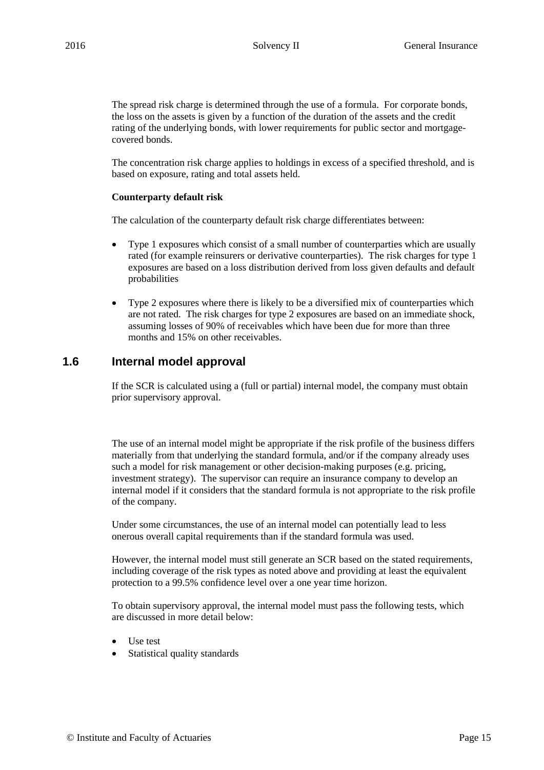The spread risk charge is determined through the use of a formula. For corporate bonds, the loss on the assets is given by a function of the duration of the assets and the credit rating of the underlying bonds, with lower requirements for public sector and mortgage-covered bonds.

The concentration risk charge applies to holdings in excess of a specified threshold, and is based on exposure, rating and total assets held.

**Counterparty default risk**

The calculation of the counterparty default risk charge differentiates between:

- Type 1 exposures which consist of a small number of counterparties which are usually rated (for example reinsurers or derivative counterparties). The risk charges for type 1 exposures are based on a loss distribution derived from loss given defaults and default probabilities
- Type 2 exposures where there is likely to be a diversified mix of counterparties which are not rated. The risk charges for type 2 exposures are based on an immediate shock, assuming losses of 90% of receivables which have been due for more than three months and 15% on other receivables.

## 1.6 Internal model approval

If the SCR is calculated using a (full or partial) internal model, the company must obtain prior supervisory approval.

The use of an internal model might be appropriate if the risk profile of the business differs materially from that underlying the standard formula, and/or if the company already uses such a model for risk management or other decision-making purposes (e.g. pricing, investment strategy). The supervisor can require an insurance company to develop an internal model if it considers that the standard formula is not appropriate to the risk profile of the company.

Under some circumstances, the use of an internal model can potentially lead to less onerous overall capital requirements than if the standard formula was used.

However, the internal model must still generate an SCR based on the stated requirements, including coverage of the risk types as noted above and providing at least the equivalent protection to a 99.5% confidence level over a one year time horizon.

To obtain supervisory approval, the internal model must pass the following tests, which are discussed in more detail below:

- Use test
- Statistical quality standards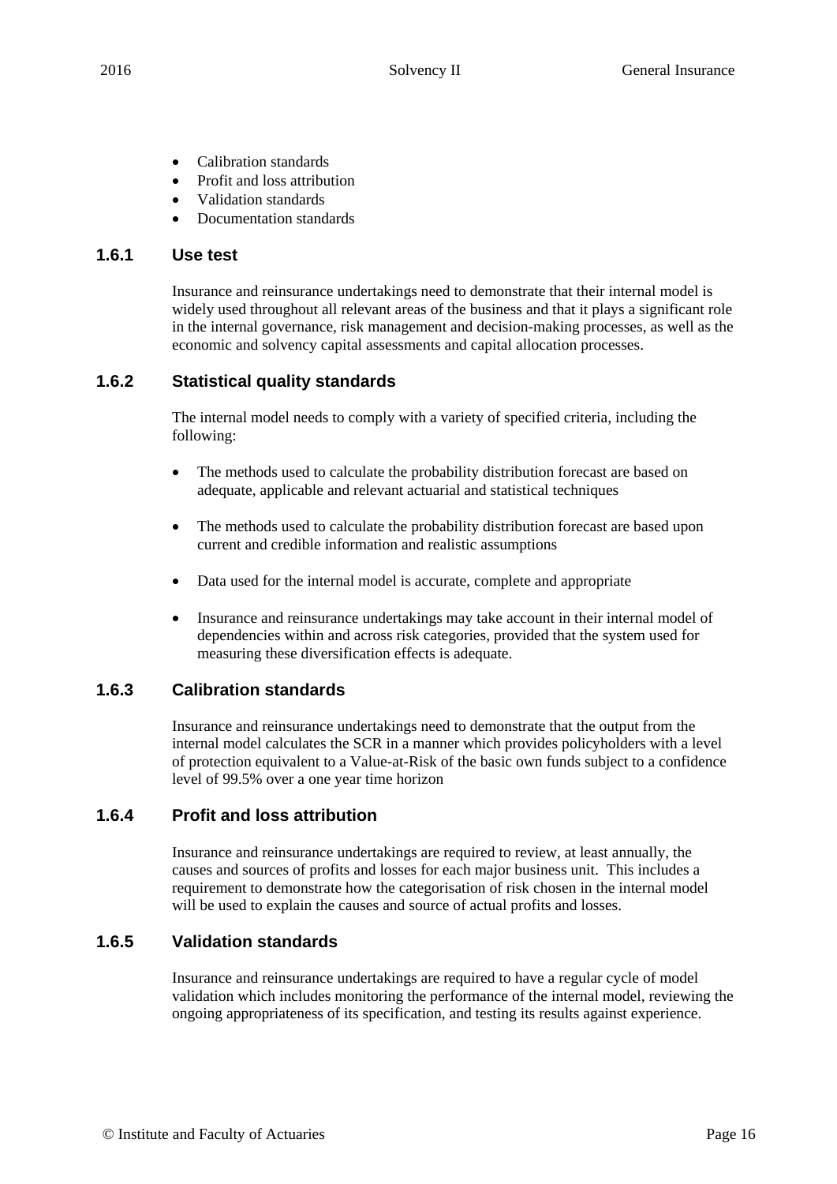- Calibration standards
- Profit and loss attribution
- Validation standards
- Documentation standards

### 1.6.1 Use test

Insurance and reinsurance undertakings need to demonstrate that their internal model is widely used throughout all relevant areas of the business and that it plays a significant role in the internal governance, risk management and decision-making processes, as well as the economic and solvency capital assessments and capital allocation processes.

### 1.6.2 Statistical quality standards

The internal model needs to comply with a variety of specified criteria, including the following:

- The methods used to calculate the probability distribution forecast are based on adequate, applicable and relevant actuarial and statistical techniques
- The methods used to calculate the probability distribution forecast are based upon current and credible information and realistic assumptions
- Data used for the internal model is accurate, complete and appropriate
- Insurance and reinsurance undertakings may take account in their internal model of dependencies within and across risk categories, provided that the system used for measuring these diversification effects is adequate.

### 1.6.3 Calibration standards

Insurance and reinsurance undertakings need to demonstrate that the output from the internal model calculates the SCR in a manner which provides policyholders with a level of protection equivalent to a Value-at-Risk of the basic own funds subject to a confidence level of 99.5% over a one year time horizon

### 1.6.4 Profit and loss attribution

Insurance and reinsurance undertakings are required to review, at least annually, the causes and sources of profits and losses for each major business unit. This includes a requirement to demonstrate how the categorisation of risk chosen in the internal model will be used to explain the causes and source of actual profits and losses.

### 1.6.5 Validation standards

Insurance and reinsurance undertakings are required to have a regular cycle of model validation which includes monitoring the performance of the internal model, reviewing the ongoing appropriateness of its specification, and testing its results against experience.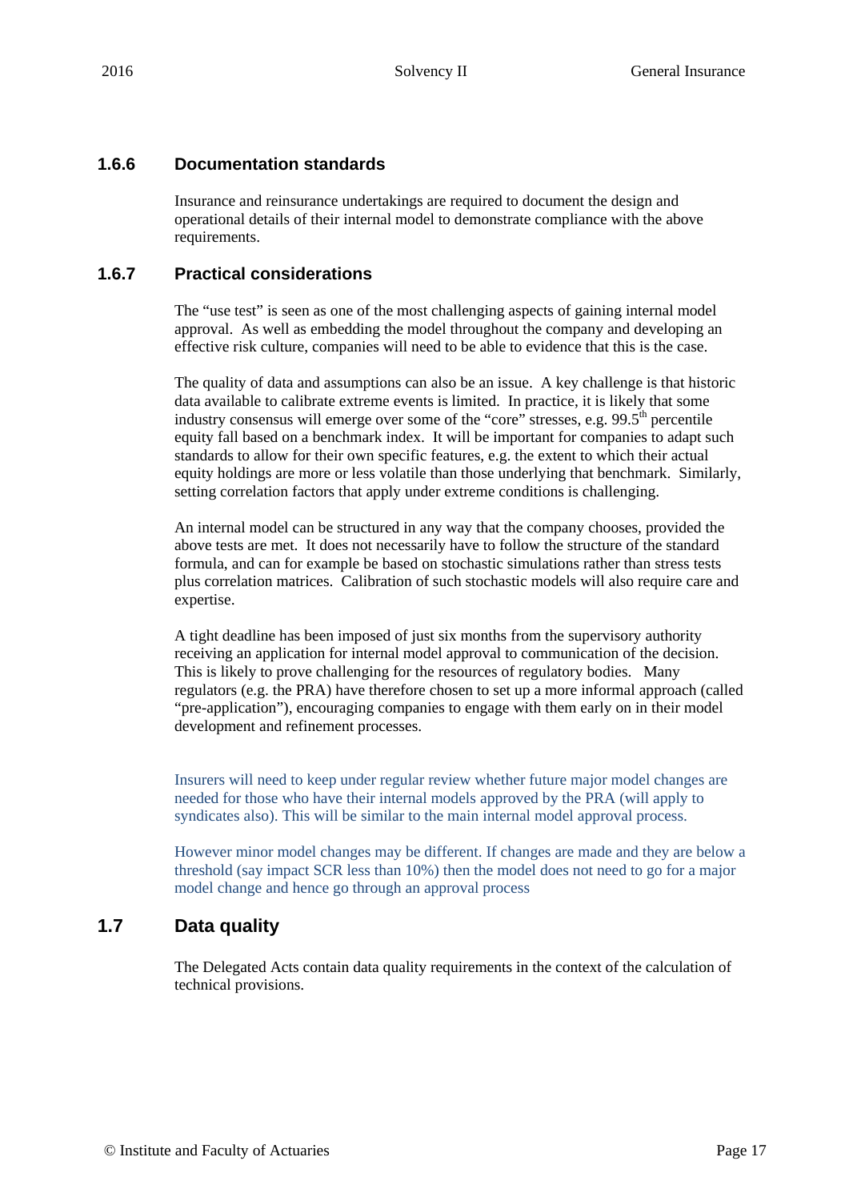### 1.6.6 Documentation standards

Insurance and reinsurance undertakings are required to document the design and operational details of their internal model to demonstrate compliance with the above requirements.

### 1.6.7 Practical considerations

The "use test" is seen as one of the most challenging aspects of gaining internal model approval. As well as embedding the model throughout the company and developing an effective risk culture, companies will need to be able to evidence that this is the case.

The quality of data and assumptions can also be an issue. A key challenge is that historic data available to calibrate extreme events is limited. In practice, it is likely that some industry consensus will emerge over some of the "core" stresses, e.g. $99.5^{th}$ percentile equity fall based on a benchmark index. It will be important for companies to adapt such standards to allow for their own specific features, e.g. the extent to which their actual equity holdings are more or less volatile than those underlying that benchmark. Similarly, setting correlation factors that apply under extreme conditions is challenging.

An internal model can be structured in any way that the company chooses, provided the above tests are met. It does not necessarily have to follow the structure of the standard formula, and can for example be based on stochastic simulations rather than stress tests plus correlation matrices. Calibration of such stochastic models will also require care and expertise.

A tight deadline has been imposed of just six months from the supervisory authority receiving an application for internal model approval to communication of the decision. This is likely to prove challenging for the resources of regulatory bodies. Many regulators (e.g. the PRA) have therefore chosen to set up a more informal approach (called "pre-application"), encouraging companies to engage with them early on in their model development and refinement processes.

Insurers will need to keep under regular review whether future major model changes are needed for those who have their internal models approved by the PRA (will apply to syndicates also). This will be similar to the main internal model approval process.

However minor model changes may be different. If changes are made and they are below a threshold (say impact SCR less than 10%) then the model does not need to go for a major model change and hence go through an approval process

## 1.7 Data quality

The Delegated Acts contain data quality requirements in the context of the calculation of technical provisions.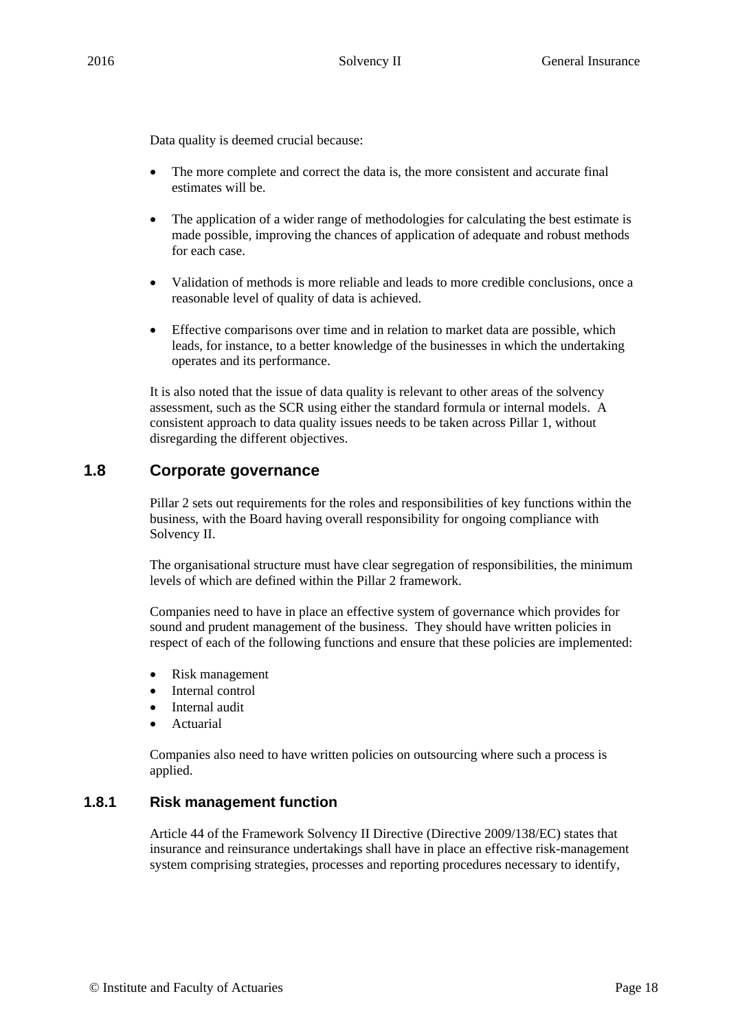Data quality is deemed crucial because:

- The more complete and correct the data is, the more consistent and accurate final estimates will be.
- The application of a wider range of methodologies for calculating the best estimate is made possible, improving the chances of application of adequate and robust methods for each case.
- Validation of methods is more reliable and leads to more credible conclusions, once a reasonable level of quality of data is achieved.
- Effective comparisons over time and in relation to market data are possible, which leads, for instance, to a better knowledge of the businesses in which the undertaking operates and its performance.

It is also noted that the issue of data quality is relevant to other areas of the solvency assessment, such as the SCR using either the standard formula or internal models. A consistent approach to data quality issues needs to be taken across Pillar 1, without disregarding the different objectives.

## 1.8 Corporate governance

Pillar 2 sets out requirements for the roles and responsibilities of key functions within the business, with the Board having overall responsibility for ongoing compliance with Solvency II.

The organisational structure must have clear segregation of responsibilities, the minimum levels of which are defined within the Pillar 2 framework.

Companies need to have in place an effective system of governance which provides for sound and prudent management of the business. They should have written policies in respect of each of the following functions and ensure that these policies are implemented:

- Risk management
- Internal control
- Internal audit
- Actuarial

Companies also need to have written policies on outsourcing where such a process is applied.

### 1.8.1 Risk management function

Article 44 of the Framework Solvency II Directive (Directive 2009/138/EC) states that insurance and reinsurance undertakings shall have in place an effective risk-management system comprising strategies, processes and reporting procedures necessary to identify,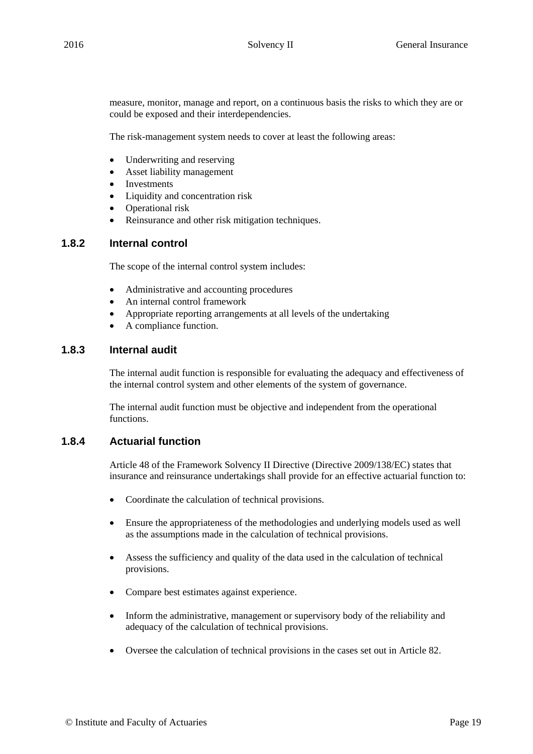measure, monitor, manage and report, on a continuous basis the risks to which they are or could be exposed and their interdependencies.

The risk-management system needs to cover at least the following areas:

- Underwriting and reserving
- Asset liability management
- Investments
- Liquidity and concentration risk
- Operational risk
- Reinsurance and other risk mitigation techniques.

### 1.8.2 Internal control

The scope of the internal control system includes:

- Administrative and accounting procedures
- An internal control framework
- Appropriate reporting arrangements at all levels of the undertaking
- A compliance function.

### 1.8.3 Internal audit

The internal audit function is responsible for evaluating the adequacy and effectiveness of the internal control system and other elements of the system of governance.

The internal audit function must be objective and independent from the operational functions.

### 1.8.4 Actuarial function

Article 48 of the Framework Solvency II Directive (Directive 2009/138/EC) states that insurance and reinsurance undertakings shall provide for an effective actuarial function to:

- Coordinate the calculation of technical provisions.
- Ensure the appropriateness of the methodologies and underlying models used as well as the assumptions made in the calculation of technical provisions.
- Assess the sufficiency and quality of the data used in the calculation of technical provisions.
- Compare best estimates against experience.
- Inform the administrative, management or supervisory body of the reliability and adequacy of the calculation of technical provisions.
- Oversee the calculation of technical provisions in the cases set out in Article 82.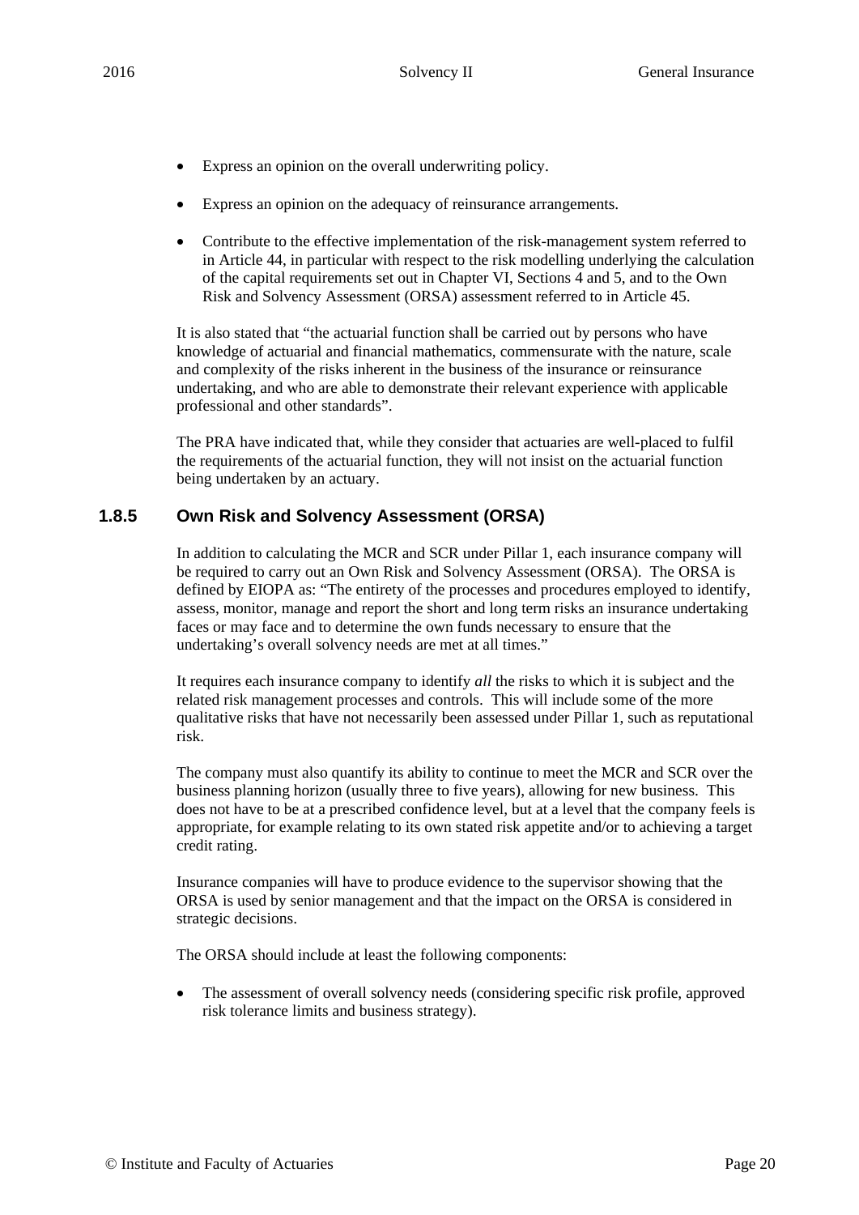- Express an opinion on the overall underwriting policy.
- Express an opinion on the adequacy of reinsurance arrangements.
- Contribute to the effective implementation of the risk-management system referred to in Article 44, in particular with respect to the risk modelling underlying the calculation of the capital requirements set out in Chapter VI, Sections 4 and 5, and to the Own Risk and Solvency Assessment (ORSA) assessment referred to in Article 45.

It is also stated that "the actuarial function shall be carried out by persons who have knowledge of actuarial and financial mathematics, commensurate with the nature, scale and complexity of the risks inherent in the business of the insurance or reinsurance undertaking, and who are able to demonstrate their relevant experience with applicable professional and other standards".

The PRA have indicated that, while they consider that actuaries are well-placed to fulfil the requirements of the actuarial function, they will not insist on the actuarial function being undertaken by an actuary.

### 1.8.5 Own Risk and Solvency Assessment (ORSA)

In addition to calculating the MCR and SCR under Pillar 1, each insurance company will be required to carry out an Own Risk and Solvency Assessment (ORSA). The ORSA is defined by EIOPA as: "The entirety of the processes and procedures employed to identify, assess, monitor, manage and report the short and long term risks an insurance undertaking faces or may face and to determine the own funds necessary to ensure that the undertaking's overall solvency needs are met at all times."

It requires each insurance company to identify *all* the risks to which it is subject and the related risk management processes and controls. This will include some of the more qualitative risks that have not necessarily been assessed under Pillar 1, such as reputational risk.

The company must also quantify its ability to continue to meet the MCR and SCR over the business planning horizon (usually three to five years), allowing for new business. This does not have to be at a prescribed confidence level, but at a level that the company feels is appropriate, for example relating to its own stated risk appetite and/or to achieving a target credit rating.

Insurance companies will have to produce evidence to the supervisor showing that the ORSA is used by senior management and that the impact on the ORSA is considered in strategic decisions.

The ORSA should include at least the following components:

- The assessment of overall solvency needs (considering specific risk profile, approved risk tolerance limits and business strategy).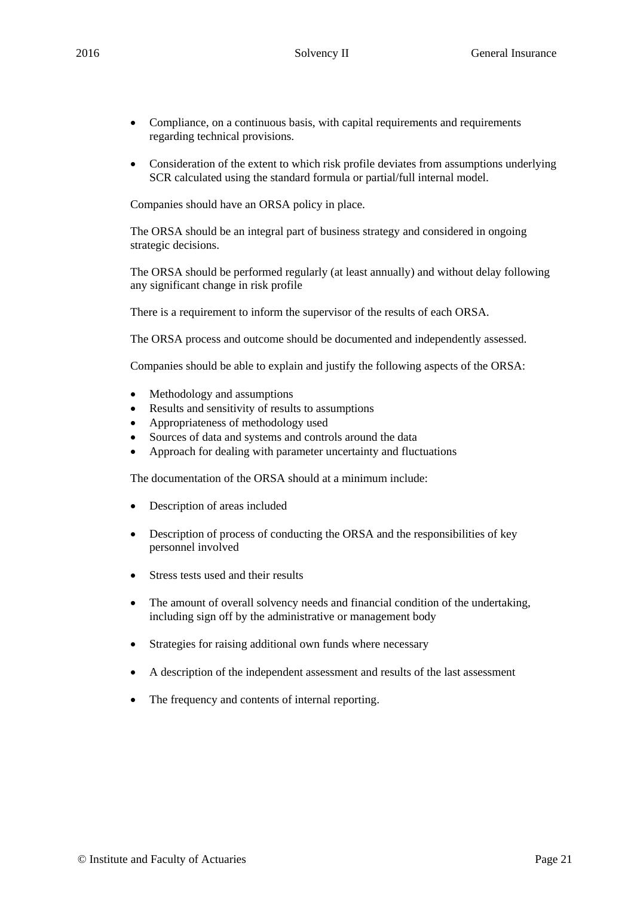- Compliance, on a continuous basis, with capital requirements and requirements regarding technical provisions.

- Consideration of the extent to which risk profile deviates from assumptions underlying SCR calculated using the standard formula or partial/full internal model.

Companies should have an ORSA policy in place.

The ORSA should be an integral part of business strategy and considered in ongoing strategic decisions.

The ORSA should be performed regularly (at least annually) and without delay following any significant change in risk profile

There is a requirement to inform the supervisor of the results of each ORSA.

The ORSA process and outcome should be documented and independently assessed.

Companies should be able to explain and justify the following aspects of the ORSA:

- Methodology and assumptions
- Results and sensitivity of results to assumptions
- Appropriateness of methodology used
- Sources of data and systems and controls around the data
- Approach for dealing with parameter uncertainty and fluctuations

The documentation of the ORSA should at a minimum include:

- Description of areas included

- Description of process of conducting the ORSA and the responsibilities of key personnel involved

- Stress tests used and their results

- The amount of overall solvency needs and financial condition of the undertaking, including sign off by the administrative or management body

- Strategies for raising additional own funds where necessary

- A description of the independent assessment and results of the last assessment

- The frequency and contents of internal reporting.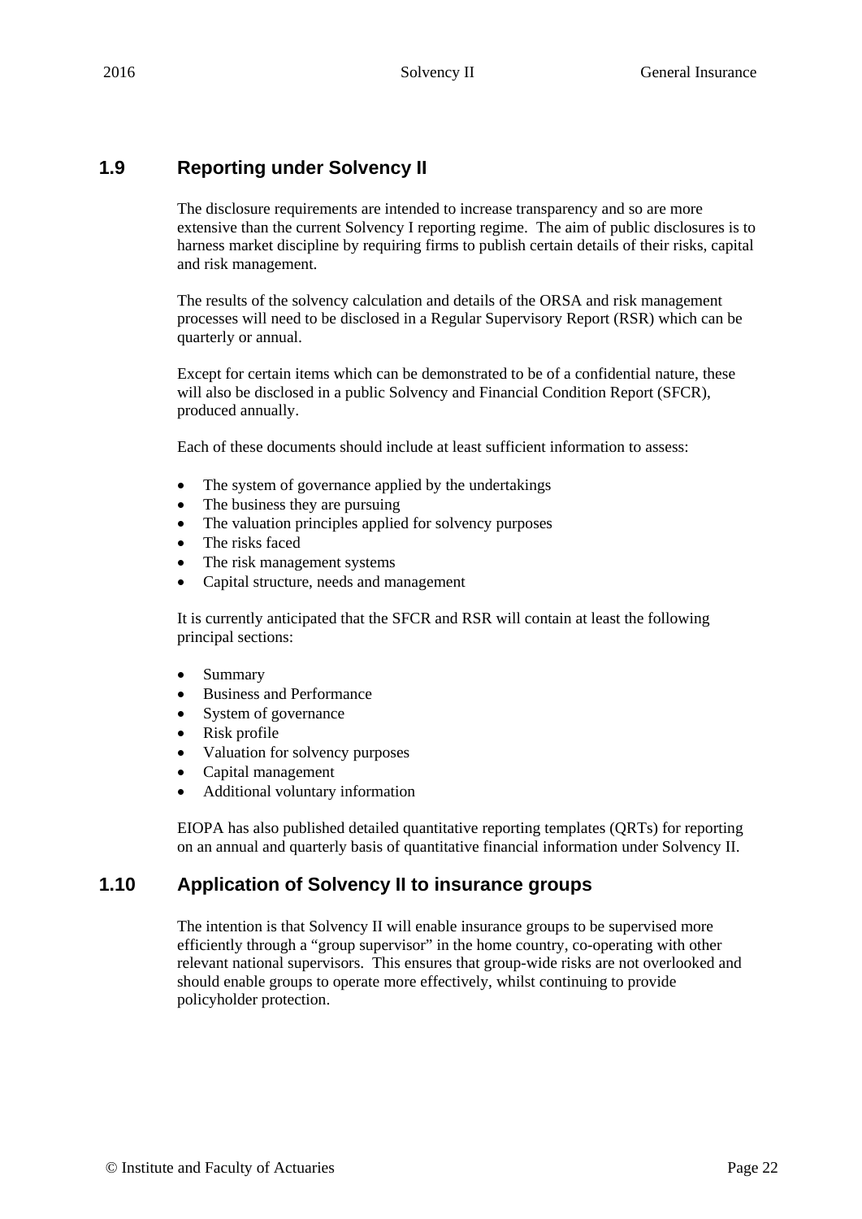## 1.9 Reporting under Solvency II

The disclosure requirements are intended to increase transparency and so are more extensive than the current Solvency I reporting regime. The aim of public disclosures is to harness market discipline by requiring firms to publish certain details of their risks, capital and risk management.

The results of the solvency calculation and details of the ORSA and risk management processes will need to be disclosed in a Regular Supervisory Report (RSR) which can be quarterly or annual.

Except for certain items which can be demonstrated to be of a confidential nature, these will also be disclosed in a public Solvency and Financial Condition Report (SFCR), produced annually.

Each of these documents should include at least sufficient information to assess:

- The system of governance applied by the undertakings
- The business they are pursuing
- The valuation principles applied for solvency purposes
- The risks faced
- The risk management systems
- Capital structure, needs and management

It is currently anticipated that the SFCR and RSR will contain at least the following principal sections:

- Summary
- Business and Performance
- System of governance
- Risk profile
- Valuation for solvency purposes
- Capital management
- Additional voluntary information

EIOPA has also published detailed quantitative reporting templates (QRTs) for reporting on an annual and quarterly basis of quantitative financial information under Solvency II.

## 1.10 Application of Solvency II to insurance groups

The intention is that Solvency II will enable insurance groups to be supervised more efficiently through a "group supervisor" in the home country, co-operating with other relevant national supervisors. This ensures that group-wide risks are not overlooked and should enable groups to operate more effectively, whilst continuing to provide policyholder protection.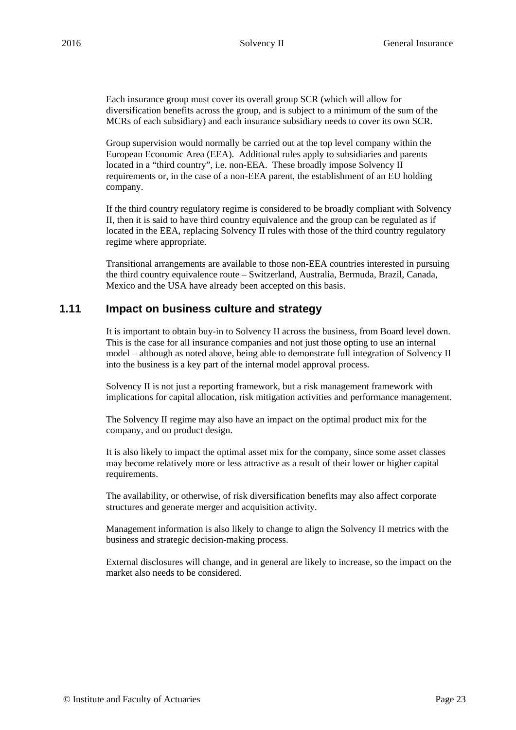Each insurance group must cover its overall group SCR (which will allow for diversification benefits across the group, and is subject to a minimum of the sum of the MCRs of each subsidiary) and each insurance subsidiary needs to cover its own SCR.

Group supervision would normally be carried out at the top level company within the European Economic Area (EEA). Additional rules apply to subsidiaries and parents located in a "third country", i.e. non-EEA. These broadly impose Solvency II requirements or, in the case of a non-EEA parent, the establishment of an EU holding company.

If the third country regulatory regime is considered to be broadly compliant with Solvency II, then it is said to have third country equivalence and the group can be regulated as if located in the EEA, replacing Solvency II rules with those of the third country regulatory regime where appropriate.

Transitional arrangements are available to those non-EEA countries interested in pursuing the third country equivalence route – Switzerland, Australia, Bermuda, Brazil, Canada, Mexico and the USA have already been accepted on this basis.

## 1.11 Impact on business culture and strategy

It is important to obtain buy-in to Solvency II across the business, from Board level down. This is the case for all insurance companies and not just those opting to use an internal model – although as noted above, being able to demonstrate full integration of Solvency II into the business is a key part of the internal model approval process.

Solvency II is not just a reporting framework, but a risk management framework with implications for capital allocation, risk mitigation activities and performance management.

The Solvency II regime may also have an impact on the optimal product mix for the company, and on product design.

It is also likely to impact the optimal asset mix for the company, since some asset classes may become relatively more or less attractive as a result of their lower or higher capital requirements.

The availability, or otherwise, of risk diversification benefits may also affect corporate structures and generate merger and acquisition activity.

Management information is also likely to change to align the Solvency II metrics with the business and strategic decision-making process.

External disclosures will change, and in general are likely to increase, so the impact on the market also needs to be considered.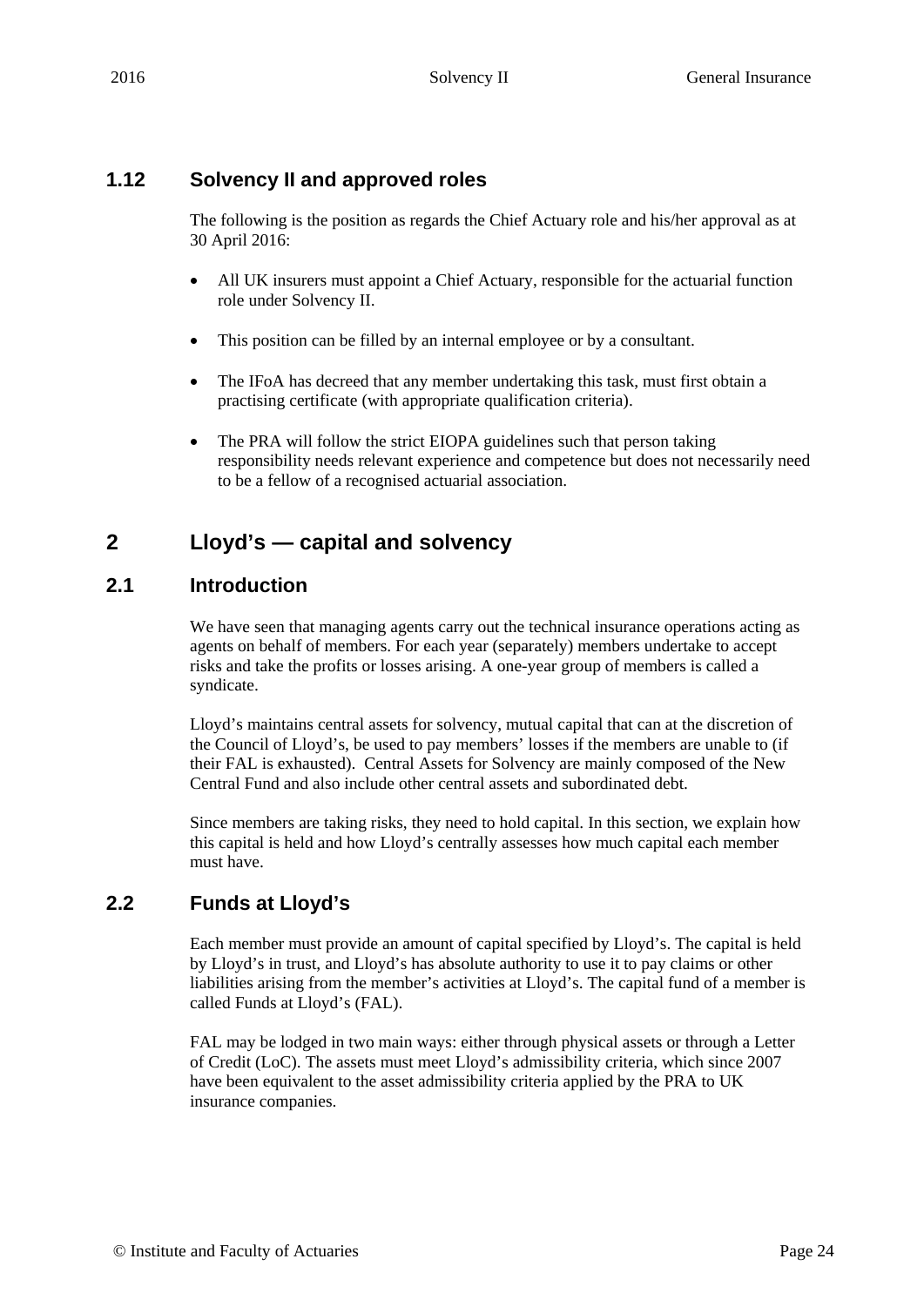### 1.12 Solvency II and approved roles

The following is the position as regards the Chief Actuary role and his/her approval as at 30 April 2016:

- All UK insurers must appoint a Chief Actuary, responsible for the actuarial function role under Solvency II.
- This position can be filled by an internal employee or by a consultant.
- The IFoA has decreed that any member undertaking this task, must first obtain a practising certificate (with appropriate qualification criteria).
- The PRA will follow the strict EIOPA guidelines such that person taking responsibility needs relevant experience and competence but does not necessarily need to be a fellow of a recognised actuarial association.

## 2 Lloyd's — capital and solvency

### 2.1 Introduction

We have seen that managing agents carry out the technical insurance operations acting as agents on behalf of members. For each year (separately) members undertake to accept risks and take the profits or losses arising. A one-year group of members is called a syndicate.

Lloyd's maintains central assets for solvency, mutual capital that can at the discretion of the Council of Lloyd's, be used to pay members' losses if the members are unable to (if their FAL is exhausted). Central Assets for Solvency are mainly composed of the New Central Fund and also include other central assets and subordinated debt.

Since members are taking risks, they need to hold capital. In this section, we explain how this capital is held and how Lloyd's centrally assesses how much capital each member must have.

### 2.2 Funds at Lloyd's

Each member must provide an amount of capital specified by Lloyd's. The capital is held by Lloyd's in trust, and Lloyd's has absolute authority to use it to pay claims or other liabilities arising from the member's activities at Lloyd's. The capital fund of a member is called Funds at Lloyd's (FAL).

FAL may be lodged in two main ways: either through physical assets or through a Letter of Credit (LoC). The assets must meet Lloyd's admissibility criteria, which since 2007 have been equivalent to the asset admissibility criteria applied by the PRA to UK insurance companies.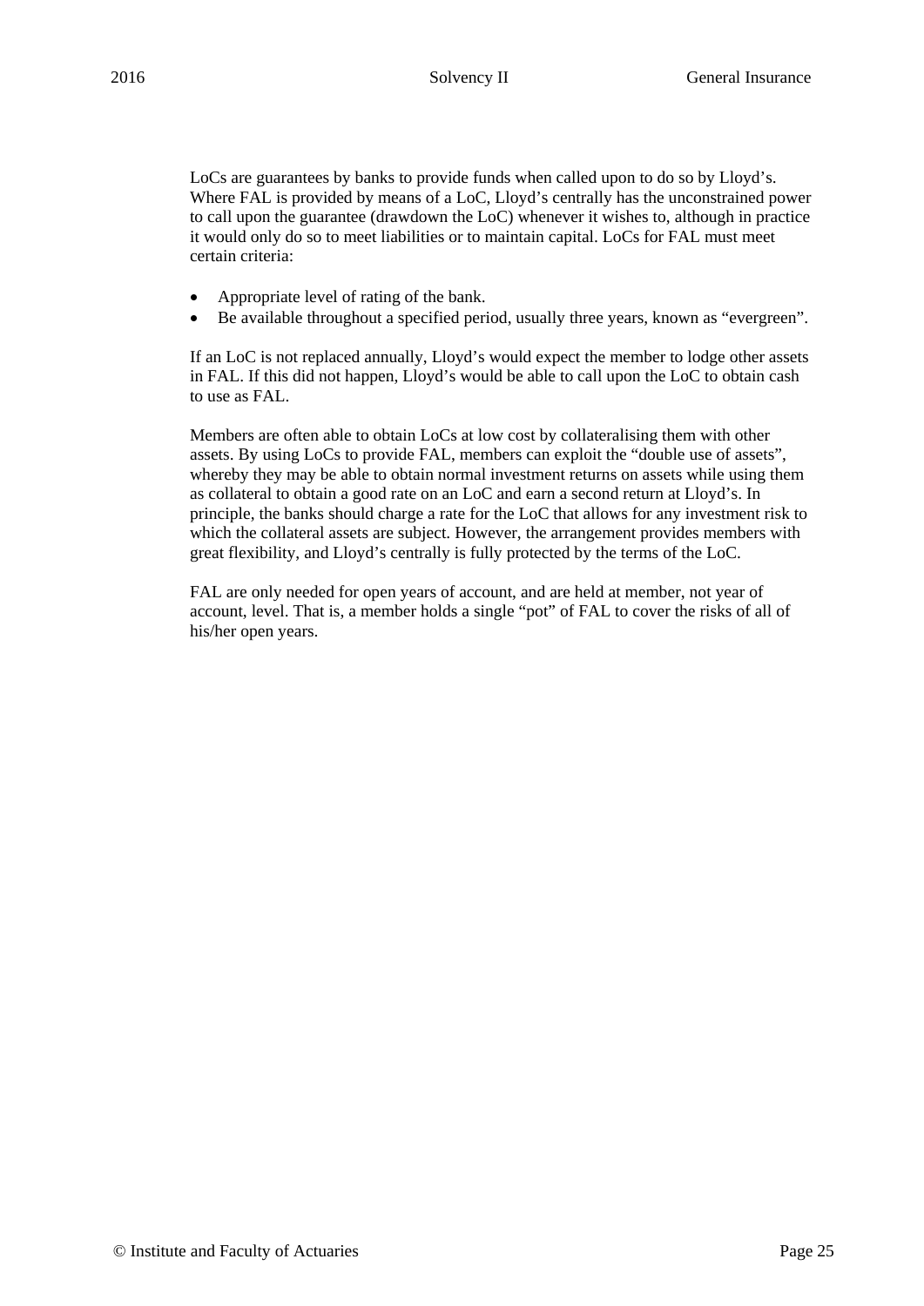LoCs are guarantees by banks to provide funds when called upon to do so by Lloyd's. Where FAL is provided by means of a LoC, Lloyd's centrally has the unconstrained power to call upon the guarantee (drawdown the LoC) whenever it wishes to, although in practice it would only do so to meet liabilities or to maintain capital. LoCs for FAL must meet certain criteria:

- Appropriate level of rating of the bank.
- Be available throughout a specified period, usually three years, known as "evergreen".

If an LoC is not replaced annually, Lloyd's would expect the member to lodge other assets in FAL. If this did not happen, Lloyd's would be able to call upon the LoC to obtain cash to use as FAL.

Members are often able to obtain LoCs at low cost by collateralising them with other assets. By using LoCs to provide FAL, members can exploit the "double use of assets", whereby they may be able to obtain normal investment returns on assets while using them as collateral to obtain a good rate on an LoC and earn a second return at Lloyd's. In principle, the banks should charge a rate for the LoC that allows for any investment risk to which the collateral assets are subject. However, the arrangement provides members with great flexibility, and Lloyd's centrally is fully protected by the terms of the LoC.

FAL are only needed for open years of account, and are held at member, not year of account, level. That is, a member holds a single "pot" of FAL to cover the risks of all of his/her open years.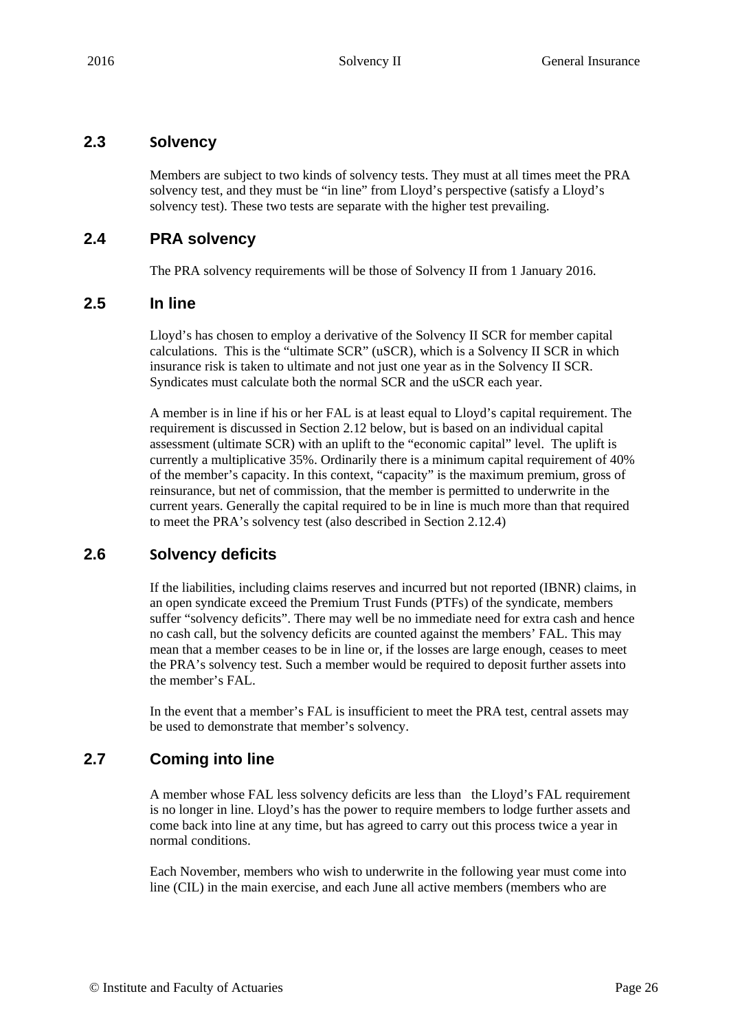## 2.3 Solvency

Members are subject to two kinds of solvency tests. They must at all times meet the PRA solvency test, and they must be "in line" from Lloyd's perspective (satisfy a Lloyd's solvency test). These two tests are separate with the higher test prevailing.

## 2.4 PRA solvency

The PRA solvency requirements will be those of Solvency II from 1 January 2016.

## 2.5 In line

Lloyd's has chosen to employ a derivative of the Solvency II SCR for member capital calculations. This is the "ultimate SCR" (uSCR), which is a Solvency II SCR in which insurance risk is taken to ultimate and not just one year as in the Solvency II SCR. Syndicates must calculate both the normal SCR and the uSCR each year.

A member is in line if his or her FAL is at least equal to Lloyd's capital requirement. The requirement is discussed in Section 2.12 below, but is based on an individual capital assessment (ultimate SCR) with an uplift to the "economic capital" level. The uplift is currently a multiplicative 35%. Ordinarily there is a minimum capital requirement of 40% of the member's capacity. In this context, "capacity" is the maximum premium, gross of reinsurance, but net of commission, that the member is permitted to underwrite in the current years. Generally the capital required to be in line is much more than that required to meet the PRA's solvency test (also described in Section 2.12.4)

## 2.6 Solvency deficits

If the liabilities, including claims reserves and incurred but not reported (IBNR) claims, in an open syndicate exceed the Premium Trust Funds (PTFs) of the syndicate, members suffer "solvency deficits". There may well be no immediate need for extra cash and hence no cash call, but the solvency deficits are counted against the members' FAL. This may mean that a member ceases to be in line or, if the losses are large enough, ceases to meet the PRA's solvency test. Such a member would be required to deposit further assets into the member's FAL.

In the event that a member's FAL is insufficient to meet the PRA test, central assets may be used to demonstrate that member's solvency.

## 2.7 Coming into line

A member whose FAL less solvency deficits are less than the Lloyd's FAL requirement is no longer in line. Lloyd's has the power to require members to lodge further assets and come back into line at any time, but has agreed to carry out this process twice a year in normal conditions.

Each November, members who wish to underwrite in the following year must come into line (CIL) in the main exercise, and each June all active members (members who are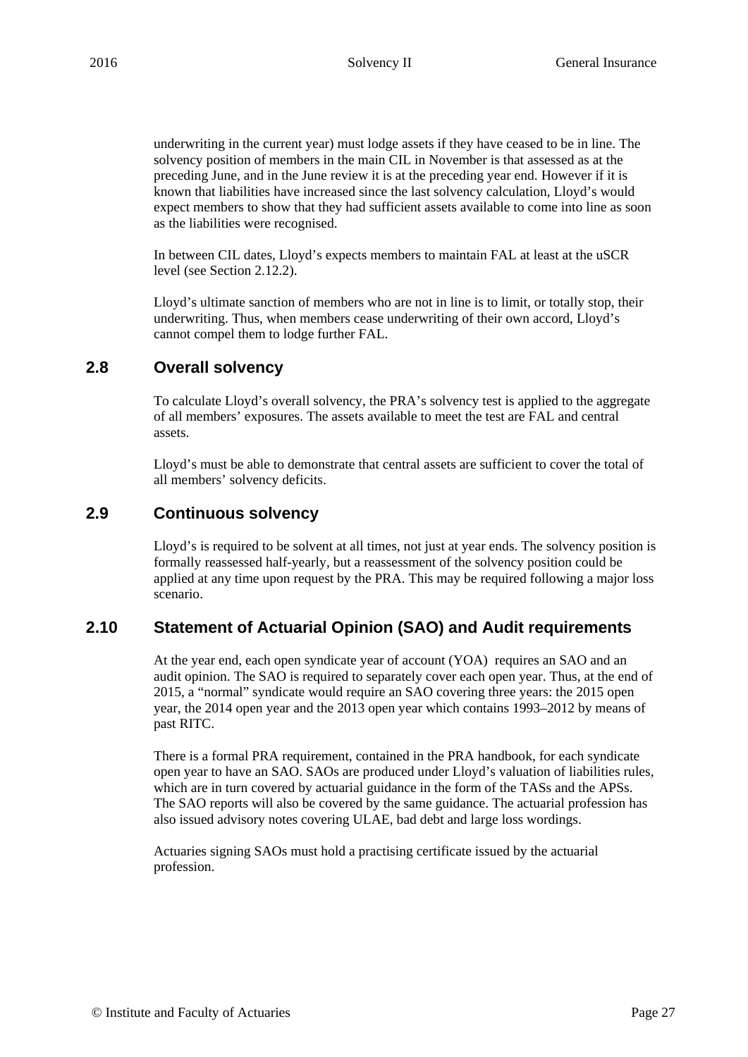underwriting in the current year) must lodge assets if they have ceased to be in line. The solvency position of members in the main CIL in November is that assessed as at the preceding June, and in the June review it is at the preceding year end. However if it is known that liabilities have increased since the last solvency calculation, Lloyd's would expect members to show that they had sufficient assets available to come into line as soon as the liabilities were recognised.

In between CIL dates, Lloyd's expects members to maintain FAL at least at the uSCR level (see Section 2.12.2).

Lloyd's ultimate sanction of members who are not in line is to limit, or totally stop, their underwriting. Thus, when members cease underwriting of their own accord, Lloyd's cannot compel them to lodge further FAL.

## 2.8 Overall solvency

To calculate Lloyd's overall solvency, the PRA's solvency test is applied to the aggregate of all members' exposures. The assets available to meet the test are FAL and central assets.

Lloyd's must be able to demonstrate that central assets are sufficient to cover the total of all members' solvency deficits.

## 2.9 Continuous solvency

Lloyd's is required to be solvent at all times, not just at year ends. The solvency position is formally reassessed half-yearly, but a reassessment of the solvency position could be applied at any time upon request by the PRA. This may be required following a major loss scenario.

## 2.10 Statement of Actuarial Opinion (SAO) and Audit requirements

At the year end, each open syndicate year of account (YOA) requires an SAO and an audit opinion. The SAO is required to separately cover each open year. Thus, at the end of 2015, a "normal" syndicate would require an SAO covering three years: the 2015 open year, the 2014 open year and the 2013 open year which contains 1993–2012 by means of past RITC.

There is a formal PRA requirement, contained in the PRA handbook, for each syndicate open year to have an SAO. SAOs are produced under Lloyd's valuation of liabilities rules, which are in turn covered by actuarial guidance in the form of the TASs and the APSs. The SAO reports will also be covered by the same guidance. The actuarial profession has also issued advisory notes covering ULAE, bad debt and large loss wordings.

Actuaries signing SAOs must hold a practising certificate issued by the actuarial profession.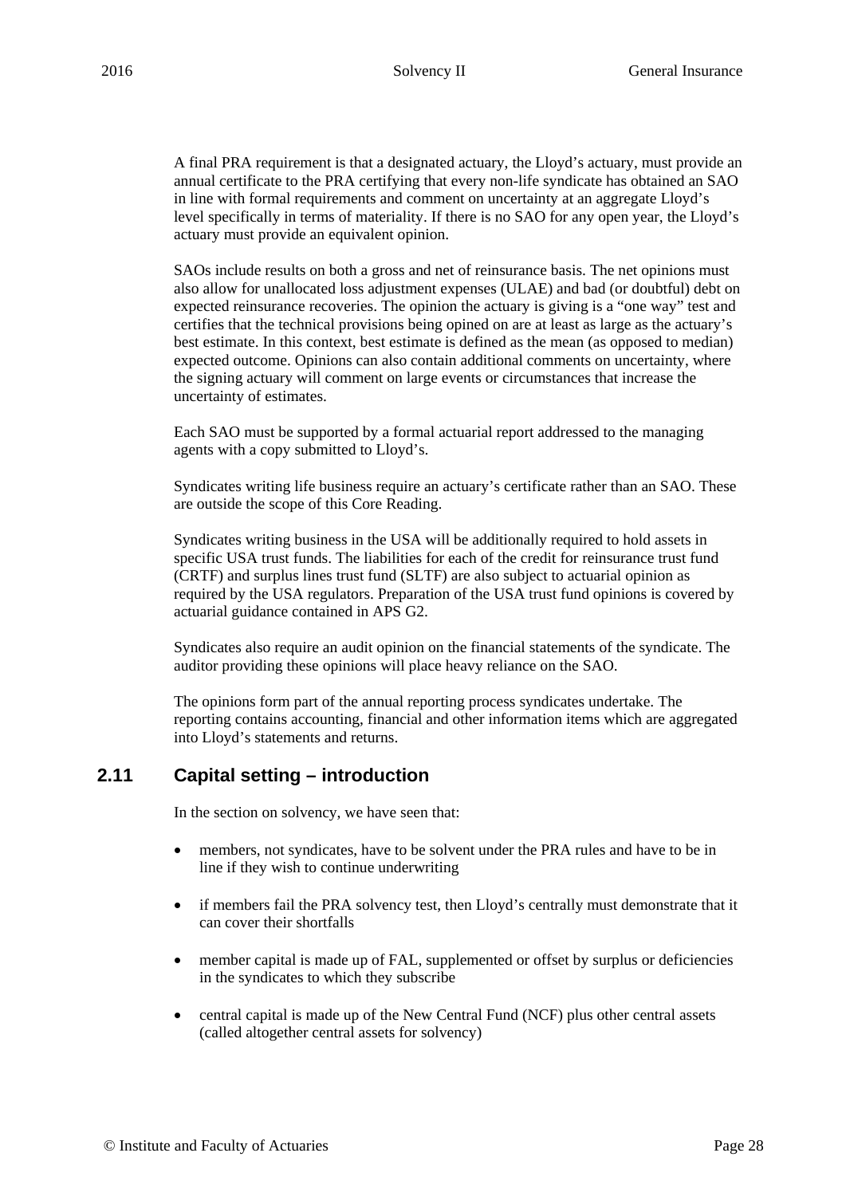A final PRA requirement is that a designated actuary, the Lloyd's actuary, must provide an annual certificate to the PRA certifying that every non-life syndicate has obtained an SAO in line with formal requirements and comment on uncertainty at an aggregate Lloyd's level specifically in terms of materiality. If there is no SAO for any open year, the Lloyd's actuary must provide an equivalent opinion.

SAOs include results on both a gross and net of reinsurance basis. The net opinions must also allow for unallocated loss adjustment expenses (ULAE) and bad (or doubtful) debt on expected reinsurance recoveries. The opinion the actuary is giving is a "one way" test and certifies that the technical provisions being opined on are at least as large as the actuary's best estimate. In this context, best estimate is defined as the mean (as opposed to median) expected outcome. Opinions can also contain additional comments on uncertainty, where the signing actuary will comment on large events or circumstances that increase the uncertainty of estimates.

Each SAO must be supported by a formal actuarial report addressed to the managing agents with a copy submitted to Lloyd's.

Syndicates writing life business require an actuary's certificate rather than an SAO. These are outside the scope of this Core Reading.

Syndicates writing business in the USA will be additionally required to hold assets in specific USA trust funds. The liabilities for each of the credit for reinsurance trust fund (CRTF) and surplus lines trust fund (SLTF) are also subject to actuarial opinion as required by the USA regulators. Preparation of the USA trust fund opinions is covered by actuarial guidance contained in APS G2.

Syndicates also require an audit opinion on the financial statements of the syndicate. The auditor providing these opinions will place heavy reliance on the SAO.

The opinions form part of the annual reporting process syndicates undertake. The reporting contains accounting, financial and other information items which are aggregated into Lloyd's statements and returns.

## 2.11 Capital setting – introduction

In the section on solvency, we have seen that:

- members, not syndicates, have to be solvent under the PRA rules and have to be in line if they wish to continue underwriting
- if members fail the PRA solvency test, then Lloyd's centrally must demonstrate that it can cover their shortfalls
- member capital is made up of FAL, supplemented or offset by surplus or deficiencies in the syndicates to which they subscribe
- central capital is made up of the New Central Fund (NCF) plus other central assets (called altogether central assets for solvency)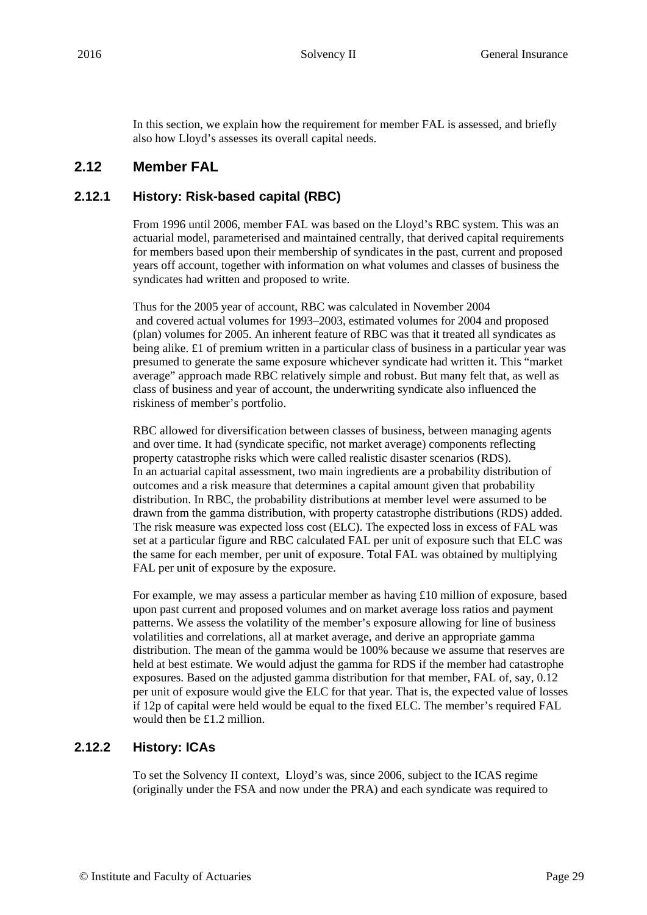In this section, we explain how the requirement for member FAL is assessed, and briefly also how Lloyd's assesses its overall capital needs.

## 2.12 Member FAL

### 2.12.1 History: Risk-based capital (RBC)

From 1996 until 2006, member FAL was based on the Lloyd's RBC system. This was an actuarial model, parameterised and maintained centrally, that derived capital requirements for members based upon their membership of syndicates in the past, current and proposed years off account, together with information on what volumes and classes of business the syndicates had written and proposed to write.

Thus for the 2005 year of account, RBC was calculated in November 2004 and covered actual volumes for 1993–2003, estimated volumes for 2004 and proposed (plan) volumes for 2005. An inherent feature of RBC was that it treated all syndicates as being alike. £1 of premium written in a particular class of business in a particular year was presumed to generate the same exposure whichever syndicate had written it. This "market average" approach made RBC relatively simple and robust. But many felt that, as well as class of business and year of account, the underwriting syndicate also influenced the riskiness of member's portfolio.

RBC allowed for diversification between classes of business, between managing agents and over time. It had (syndicate specific, not market average) components reflecting property catastrophe risks which were called realistic disaster scenarios (RDS). In an actuarial capital assessment, two main ingredients are a probability distribution of outcomes and a risk measure that determines a capital amount given that probability distribution. In RBC, the probability distributions at member level were assumed to be drawn from the gamma distribution, with property catastrophe distributions (RDS) added. The risk measure was expected loss cost (ELC). The expected loss in excess of FAL was set at a particular figure and RBC calculated FAL per unit of exposure such that ELC was the same for each member, per unit of exposure. Total FAL was obtained by multiplying FAL per unit of exposure by the exposure.

For example, we may assess a particular member as having £10 million of exposure, based upon past current and proposed volumes and on market average loss ratios and payment patterns. We assess the volatility of the member's exposure allowing for line of business volatilities and correlations, all at market average, and derive an appropriate gamma distribution. The mean of the gamma would be 100% because we assume that reserves are held at best estimate. We would adjust the gamma for RDS if the member had catastrophe exposures. Based on the adjusted gamma distribution for that member, FAL of, say, 0.12 per unit of exposure would give the ELC for that year. That is, the expected value of losses if 12p of capital were held would be equal to the fixed ELC. The member's required FAL would then be £1.2 million.

### 2.12.2 History: ICAs

To set the Solvency II context, Lloyd's was, since 2006, subject to the ICAS regime (originally under the FSA and now under the PRA) and each syndicate was required to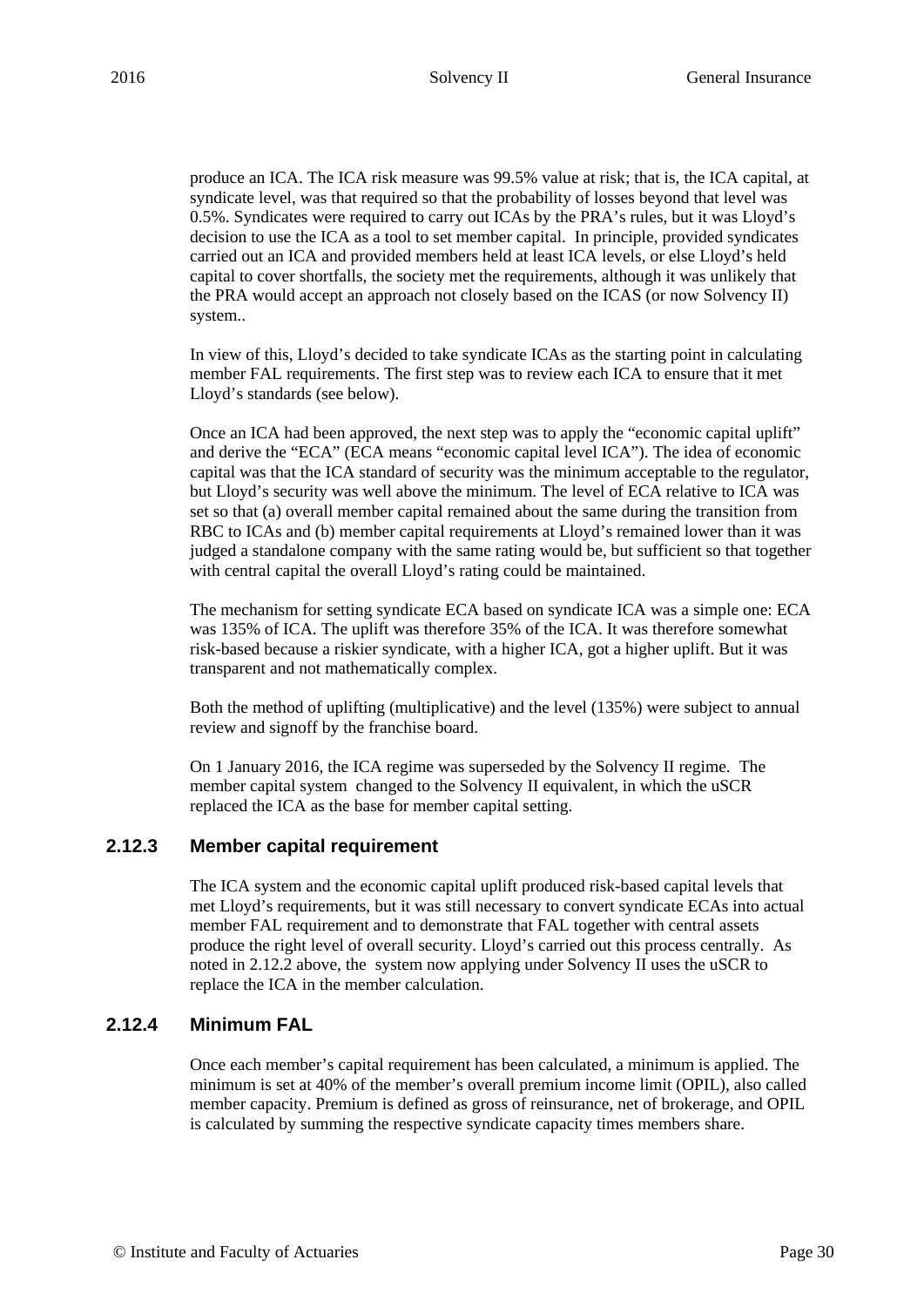produce an ICA. The ICA risk measure was 99.5% value at risk; that is, the ICA capital, at syndicate level, was that required so that the probability of losses beyond that level was 0.5%. Syndicates were required to carry out ICAs by the PRA's rules, but it was Lloyd's decision to use the ICA as a tool to set member capital. In principle, provided syndicates carried out an ICA and provided members held at least ICA levels, or else Lloyd's held capital to cover shortfalls, the society met the requirements, although it was unlikely that the PRA would accept an approach not closely based on the ICAS (or now Solvency II) system..

In view of this, Lloyd's decided to take syndicate ICAs as the starting point in calculating member FAL requirements. The first step was to review each ICA to ensure that it met Lloyd's standards (see below).

Once an ICA had been approved, the next step was to apply the "economic capital uplift" and derive the "ECA" (ECA means "economic capital level ICA"). The idea of economic capital was that the ICA standard of security was the minimum acceptable to the regulator, but Lloyd's security was well above the minimum. The level of ECA relative to ICA was set so that (a) overall member capital remained about the same during the transition from RBC to ICAs and (b) member capital requirements at Lloyd's remained lower than it was judged a standalone company with the same rating would be, but sufficient so that together with central capital the overall Lloyd's rating could be maintained.

The mechanism for setting syndicate ECA based on syndicate ICA was a simple one: ECA was 135% of ICA. The uplift was therefore 35% of the ICA. It was therefore somewhat risk-based because a riskier syndicate, with a higher ICA, got a higher uplift. But it was transparent and not mathematically complex.

Both the method of uplifting (multiplicative) and the level (135%) were subject to annual review and signoff by the franchise board.

On 1 January 2016, the ICA regime was superseded by the Solvency II regime. The member capital system changed to the Solvency II equivalent, in which the uSCR replaced the ICA as the base for member capital setting.

### 2.12.3 Member capital requirement

The ICA system and the economic capital uplift produced risk-based capital levels that met Lloyd's requirements, but it was still necessary to convert syndicate ECAs into actual member FAL requirement and to demonstrate that FAL together with central assets produce the right level of overall security. Lloyd's carried out this process centrally. As noted in 2.12.2 above, the system now applying under Solvency II uses the uSCR to replace the ICA in the member calculation.

### 2.12.4 Minimum FAL

Once each member's capital requirement has been calculated, a minimum is applied. The minimum is set at 40% of the member's overall premium income limit (OPIL), also called member capacity. Premium is defined as gross of reinsurance, net of brokerage, and OPIL is calculated by summing the respective syndicate capacity times members share.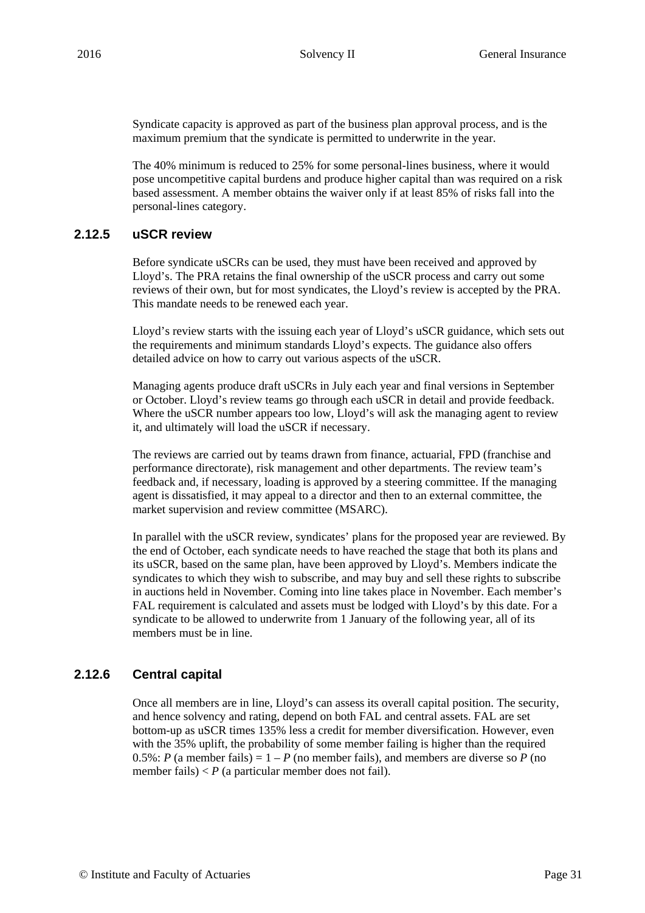Syndicate capacity is approved as part of the business plan approval process, and is the maximum premium that the syndicate is permitted to underwrite in the year.

The 40% minimum is reduced to 25% for some personal-lines business, where it would pose uncompetitive capital burdens and produce higher capital than was required on a risk based assessment. A member obtains the waiver only if at least 85% of risks fall into the personal-lines category.

### 2.12.5 uSCR review

Before syndicate uSCRs can be used, they must have been received and approved by Lloyd's. The PRA retains the final ownership of the uSCR process and carry out some reviews of their own, but for most syndicates, the Lloyd's review is accepted by the PRA. This mandate needs to be renewed each year.

Lloyd's review starts with the issuing each year of Lloyd's uSCR guidance, which sets out the requirements and minimum standards Lloyd's expects. The guidance also offers detailed advice on how to carry out various aspects of the uSCR.

Managing agents produce draft uSCRs in July each year and final versions in September or October. Lloyd's review teams go through each uSCR in detail and provide feedback. Where the uSCR number appears too low, Lloyd's will ask the managing agent to review it, and ultimately will load the uSCR if necessary.

The reviews are carried out by teams drawn from finance, actuarial, FPD (franchise and performance directorate), risk management and other departments. The review team's feedback and, if necessary, loading is approved by a steering committee. If the managing agent is dissatisfied, it may appeal to a director and then to an external committee, the market supervision and review committee (MSARC).

In parallel with the uSCR review, syndicates' plans for the proposed year are reviewed. By the end of October, each syndicate needs to have reached the stage that both its plans and its uSCR, based on the same plan, have been approved by Lloyd's. Members indicate the syndicates to which they wish to subscribe, and may buy and sell these rights to subscribe in auctions held in November. Coming into line takes place in November. Each member's FAL requirement is calculated and assets must be lodged with Lloyd's by this date. For a syndicate to be allowed to underwrite from 1 January of the following year, all of its members must be in line.

### 2.12.6 Central capital

Once all members are in line, Lloyd's can assess its overall capital position. The security, and hence solvency and rating, depend on both FAL and central assets. FAL are set bottom-up as uSCR times 135% less a credit for member diversification. However, even with the 35% uplift, the probability of some member failing is higher than the required 0.5%: $P$ (a member fails) = $1 - P$ (no member fails), and members are diverse so $P$ (no member fails) < $P$ (a particular member does not fail).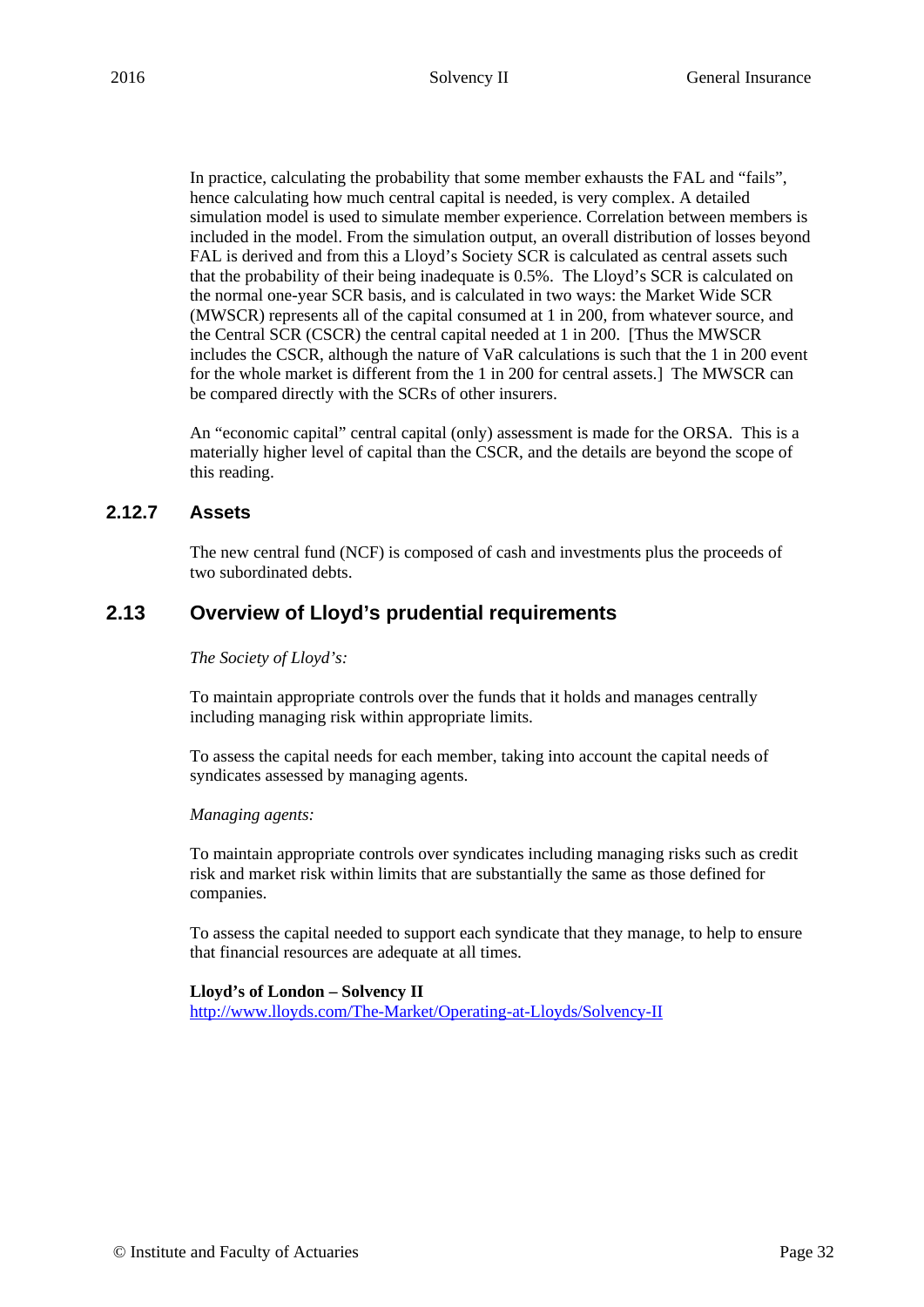In practice, calculating the probability that some member exhausts the FAL and "fails", hence calculating how much central capital is needed, is very complex. A detailed simulation model is used to simulate member experience. Correlation between members is included in the model. From the simulation output, an overall distribution of losses beyond FAL is derived and from this a Lloyd's Society SCR is calculated as central assets such that the probability of their being inadequate is 0.5%. The Lloyd's SCR is calculated on the normal one-year SCR basis, and is calculated in two ways: the Market Wide SCR (MWSCR) represents all of the capital consumed at 1 in 200, from whatever source, and the Central SCR (CSCR) the central capital needed at 1 in 200. [Thus the MWSCR includes the CSCR, although the nature of VaR calculations is such that the 1 in 200 event for the whole market is different from the 1 in 200 for central assets.] The MWSCR can be compared directly with the SCRs of other insurers.

An "economic capital" central capital (only) assessment is made for the ORSA. This is a materially higher level of capital than the CSCR, and the details are beyond the scope of this reading.

### 2.12.7 Assets

The new central fund (NCF) is composed of cash and investments plus the proceeds of two subordinated debts.

## 2.13 Overview of Lloyd's prudential requirements

*The Society of Lloyd's:*

To maintain appropriate controls over the funds that it holds and manages centrally including managing risk within appropriate limits.

To assess the capital needs for each member, taking into account the capital needs of syndicates assessed by managing agents.

*Managing agents:*

To maintain appropriate controls over syndicates including managing risks such as credit risk and market risk within limits that are substantially the same as those defined for companies.

To assess the capital needed to support each syndicate that they manage, to help to ensure that financial resources are adequate at all times.

**Lloyd's of London – Solvency II**
http://www.lloyds.com/The-Market/Operating-at-Lloyds/Solvency-II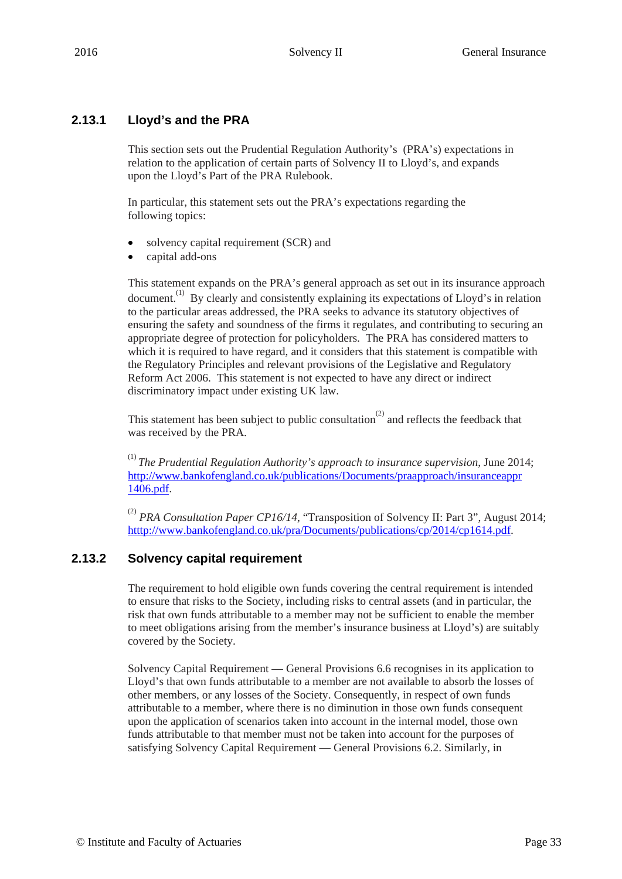## 2.13.1 Lloyd's and the PRA

This section sets out the Prudential Regulation Authority's (PRA's) expectations in relation to the application of certain parts of Solvency II to Lloyd's, and expands upon the Lloyd's Part of the PRA Rulebook.

In particular, this statement sets out the PRA's expectations regarding the following topics:

- solvency capital requirement (SCR) and
- capital add-ons

This statement expands on the PRA's general approach as set out in its insurance approach document.[1] By clearly and consistently explaining its expectations of Lloyd's in relation to the particular areas addressed, the PRA seeks to advance its statutory objectives of ensuring the safety and soundness of the firms it regulates, and contributing to securing an appropriate degree of protection for policyholders. The PRA has considered matters to which it is required to have regard, and it considers that this statement is compatible with the Regulatory Principles and relevant provisions of the Legislative and Regulatory Reform Act 2006. This statement is not expected to have any direct or indirect discriminatory impact under existing UK law.

This statement has been subject to public consultation[2] and reflects the feedback that was received by the PRA.

[1] *The Prudential Regulation Authority's approach to insurance supervision*, June 2014; http://www.bankofengland.co.uk/publications/Documents/praapproach/insuranceappr1406.pdf.

[2] *PRA Consultation Paper CP16/14*, "Transposition of Solvency II: Part 3", August 2014; htttp://www.bankofengland.co.uk/pra/Documents/publications/cp/2014/cp1614.pdf.

## 2.13.2 Solvency capital requirement

The requirement to hold eligible own funds covering the central requirement is intended to ensure that risks to the Society, including risks to central assets (and in particular, the risk that own funds attributable to a member may not be sufficient to enable the member to meet obligations arising from the member's insurance business at Lloyd's) are suitably covered by the Society.

Solvency Capital Requirement — General Provisions 6.6 recognises in its application to Lloyd's that own funds attributable to a member are not available to absorb the losses of other members, or any losses of the Society. Consequently, in respect of own funds attributable to a member, where there is no diminution in those own funds consequent upon the application of scenarios taken into account in the internal model, those own funds attributable to that member must not be taken into account for the purposes of satisfying Solvency Capital Requirement — General Provisions 6.2. Similarly, in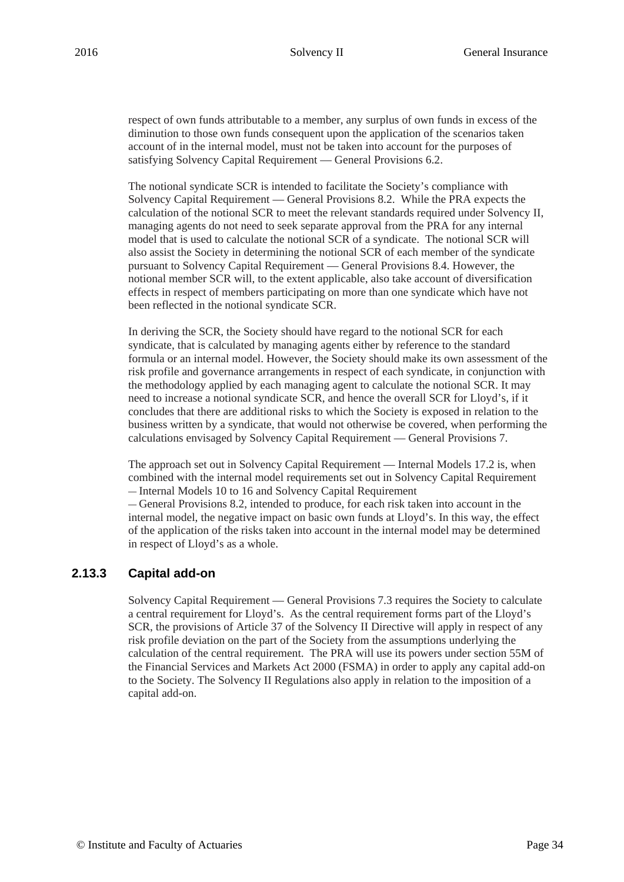respect of own funds attributable to a member, any surplus of own funds in excess of the diminution to those own funds consequent upon the application of the scenarios taken account of in the internal model, must not be taken into account for the purposes of satisfying Solvency Capital Requirement — General Provisions 6.2.

The notional syndicate SCR is intended to facilitate the Society's compliance with Solvency Capital Requirement — General Provisions 8.2. While the PRA expects the calculation of the notional SCR to meet the relevant standards required under Solvency II, managing agents do not need to seek separate approval from the PRA for any internal model that is used to calculate the notional SCR of a syndicate. The notional SCR will also assist the Society in determining the notional SCR of each member of the syndicate pursuant to Solvency Capital Requirement — General Provisions 8.4. However, the notional member SCR will, to the extent applicable, also take account of diversification effects in respect of members participating on more than one syndicate which have not been reflected in the notional syndicate SCR.

In deriving the SCR, the Society should have regard to the notional SCR for each syndicate, that is calculated by managing agents either by reference to the standard formula or an internal model. However, the Society should make its own assessment of the risk profile and governance arrangements in respect of each syndicate, in conjunction with the methodology applied by each managing agent to calculate the notional SCR. It may need to increase a notional syndicate SCR, and hence the overall SCR for Lloyd's, if it concludes that there are additional risks to which the Society is exposed in relation to the business written by a syndicate, that would not otherwise be covered, when performing the calculations envisaged by Solvency Capital Requirement — General Provisions 7.

The approach set out in Solvency Capital Requirement — Internal Models 17.2 is, when combined with the internal model requirements set out in Solvency Capital Requirement — Internal Models 10 to 16 and Solvency Capital Requirement — General Provisions 8.2, intended to produce, for each risk taken into account in the internal model, the negative impact on basic own funds at Lloyd's. In this way, the effect of the application of the risks taken into account in the internal model may be determined in respect of Lloyd's as a whole.

### 2.13.3 Capital add-on

Solvency Capital Requirement — General Provisions 7.3 requires the Society to calculate a central requirement for Lloyd's. As the central requirement forms part of the Lloyd's SCR, the provisions of Article 37 of the Solvency II Directive will apply in respect of any risk profile deviation on the part of the Society from the assumptions underlying the calculation of the central requirement. The PRA will use its powers under section 55M of the Financial Services and Markets Act 2000 (FSMA) in order to apply any capital add-on to the Society. The Solvency II Regulations also apply in relation to the imposition of a capital add-on.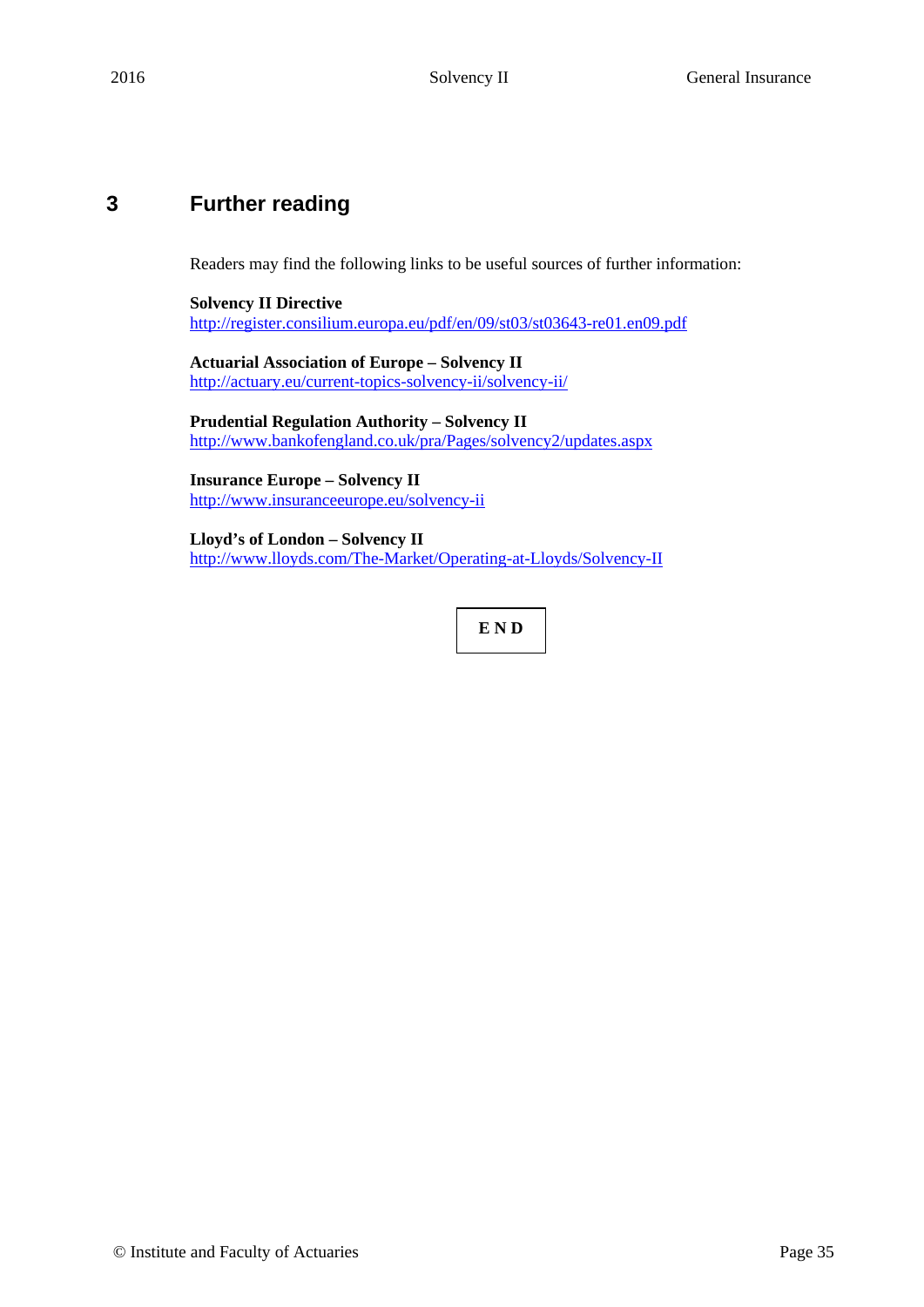# 3 Further reading

Readers may find the following links to be useful sources of further information:

**Solvency II Directive**
http://register.consilium.europa.eu/pdf/en/09/st03/st03643-re01.en09.pdf

**Actuarial Association of Europe – Solvency II**
http://actuary.eu/current-topics-solvency-ii/solvency-ii/

**Prudential Regulation Authority – Solvency II**
http://www.bankofengland.co.uk/pra/Pages/solvency2/updates.aspx

**Insurance Europe – Solvency II**
http://www.insuranceeurope.eu/solvency-ii

**Lloyd's of London – Solvency II**
http://www.lloyds.com/The-Market/Operating-at-Lloyds/Solvency-II

**E N D**